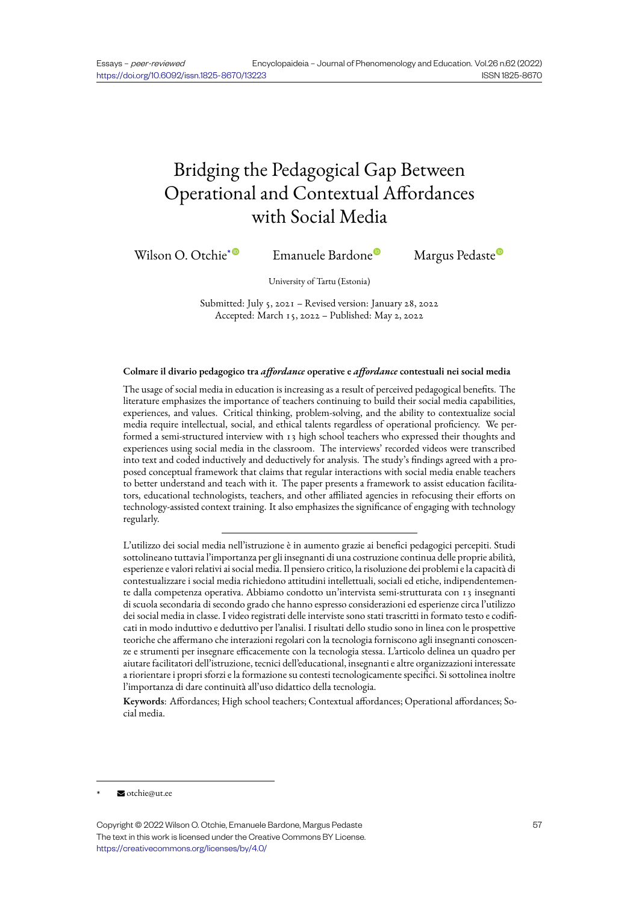# Bridging the Pedagogical Gap Between Operational and Contextual Affordances with Social Media

Wilson O. Otchie* Emanuele Bardone Margus Pedaste

University of Tartu (Estonia)

Submitted: July 5, 2021 – Revised version: January 28, 2022
Accepted: March 15, 2022 – Published: May 2, 2022

**Colmare il divario pedagogico tra *affordance* operative e *affordance* contestuali nei social media**

The usage of social media in education is increasing as a result of perceived pedagogical benefits. The literature emphasizes the importance of teachers continuing to build their social media capabilities, experiences, and values. Critical thinking, problem-solving, and the ability to contextualize social media require intellectual, social, and ethical talents regardless of operational proficiency. We performed a semi-structured interview with 13 high school teachers who expressed their thoughts and experiences using social media in the classroom. The interviews' recorded videos were transcribed into text and coded inductively and deductively for analysis. The study's findings agreed with a proposed conceptual framework that claims that regular interactions with social media enable teachers to better understand and teach with it. The paper presents a framework to assist education facilitators, educational technologists, teachers, and other affiliated agencies in refocusing their efforts on technology-assisted context training. It also emphasizes the significance of engaging with technology regularly.

---

L'utilizzo dei social media nell'istruzione è in aumento grazie ai benefici pedagogici percepiti. Studi sottolineano tuttavia l'importanza per gli insegnanti di una costruzione continua delle proprie abilità, esperienze e valori relativi ai social media. Il pensiero critico, la risoluzione dei problemi e la capacità di contestualizzare i social media richiedono attitudini intellettuali, sociali ed etiche, indipendentemente dalla competenza operativa. Abbiamo condotto un'intervista semi-strutturata con 13 insegnanti di scuola secondaria di secondo grado che hanno espresso considerazioni ed esperienze circa l'utilizzo dei social media in classe. I video registrati delle interviste sono stati trascritti in formato testo e codificati in modo induttivo e deduttivo per l'analisi. I risultati dello studio sono in linea con le prospettive teoriche che affermano che interazioni regolari con la tecnologia forniscono agli insegnanti conoscenze e strumenti per insegnare efficacemente con la tecnologia stessa. L'articolo delinea un quadro per aiutare facilitatori dell'istruzione, tecnici dell'educational, insegnanti e altre organizzazioni interessate a riorientare i propri sforzi e la formazione su contesti tecnologicamente specifici. Si sottolinea inoltre l'importanza di dare continuità all'uso didattico della tecnologia.

**Keywords**: Affordances; High school teachers; Contextual affordances; Operational affordances; Social media.

---

\* otchie@ut.ee

Copyright © 2022 Wilson O. Otchie, Emanuele Bardone, Margus Pedaste
The text in this work is licensed under the Creative Commons BY License.
https://creativecommons.org/licenses/by/4.0/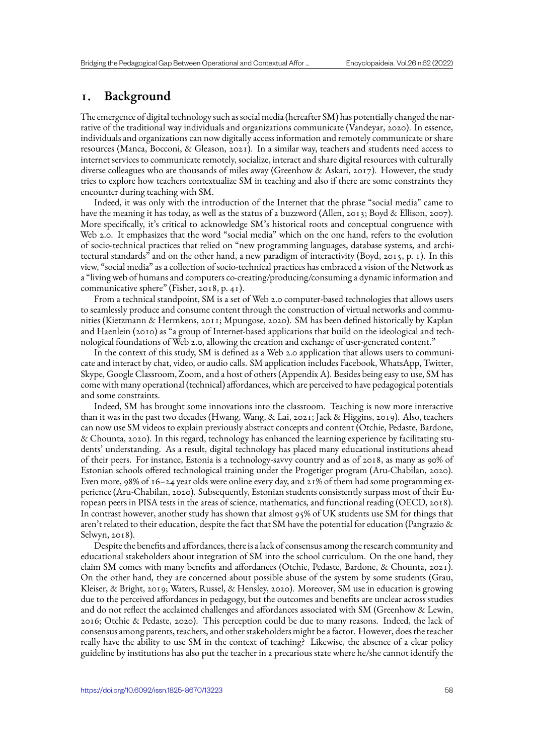# 1. Background

The emergence of digital technology such as social media (hereafter SM) has potentially changed the narrative of the traditional way individuals and organizations communicate (Vandeyar, 2020). In essence, individuals and organizations can now digitally access information and remotely communicate or share resources (Manca, Bocconi, & Gleason, 2021). In a similar way, teachers and students need access to internet services to communicate remotely, socialize, interact and share digital resources with culturally diverse colleagues who are thousands of miles away (Greenhow & Askari, 2017). However, the study tries to explore how teachers contextualize SM in teaching and also if there are some constraints they encounter during teaching with SM.

Indeed, it was only with the introduction of the Internet that the phrase "social media" came to have the meaning it has today, as well as the status of a buzzword (Allen, 2013; Boyd & Ellison, 2007). More specifically, it's critical to acknowledge SM's historical roots and conceptual congruence with Web 2.0. It emphasizes that the word "social media" which on the one hand, refers to the evolution of socio-technical practices that relied on "new programming languages, database systems, and architectural standards" and on the other hand, a new paradigm of interactivity (Boyd, 2015, p. 1). In this view, "social media" as a collection of socio-technical practices has embraced a vision of the Network as a "living web of humans and computers co-creating/producing/consuming a dynamic information and communicative sphere" (Fisher, 2018, p. 41).

From a technical standpoint, SM is a set of Web 2.0 computer-based technologies that allows users to seamlessly produce and consume content through the construction of virtual networks and communities (Kietzmann & Hermkens, 2011; Mpungose, 2020). SM has been defined historically by Kaplan and Haenlein (2010) as "a group of Internet-based applications that build on the ideological and technological foundations of Web 2.0, allowing the creation and exchange of user-generated content."

In the context of this study, SM is defined as a Web 2.0 application that allows users to communicate and interact by chat, video, or audio calls. SM application includes Facebook, WhatsApp, Twitter, Skype, Google Classroom, Zoom, and a host of others (Appendix A). Besides being easy to use, SM has come with many operational (technical) affordances, which are perceived to have pedagogical potentials and some constraints.

Indeed, SM has brought some innovations into the classroom. Teaching is now more interactive than it was in the past two decades (Hwang, Wang, & Lai, 2021; Jack & Higgins, 2019). Also, teachers can now use SM videos to explain previously abstract concepts and content (Otchie, Pedaste, Bardone, & Chounta, 2020). In this regard, technology has enhanced the learning experience by facilitating students' understanding. As a result, digital technology has placed many educational institutions ahead of their peers. For instance, Estonia is a technology-savvy country and as of 2018, as many as 90% of Estonian schools offered technological training under the Progetiger program (Aru-Chabilan, 2020). Even more, 98% of 16–24 year olds were online every day, and 21% of them had some programming experience (Aru-Chabilan, 2020). Subsequently, Estonian students consistently surpass most of their European peers in PISA tests in the areas of science, mathematics, and functional reading (OECD, 2018). In contrast however, another study has shown that almost 95% of UK students use SM for things that aren't related to their education, despite the fact that SM have the potential for education (Pangrazio & Selwyn, 2018).

Despite the benefits and affordances, there is a lack of consensus among the research community and educational stakeholders about integration of SM into the school curriculum. On the one hand, they claim SM comes with many benefits and affordances (Otchie, Pedaste, Bardone, & Chounta, 2021). On the other hand, they are concerned about possible abuse of the system by some students (Grau, Kleiser, & Bright, 2019; Waters, Russel, & Hensley, 2020). Moreover, SM use in education is growing due to the perceived affordances in pedagogy, but the outcomes and benefits are unclear across studies and do not reflect the acclaimed challenges and affordances associated with SM (Greenhow & Lewin, 2016; Otchie & Pedaste, 2020). This perception could be due to many reasons. Indeed, the lack of consensus among parents, teachers, and other stakeholders might be a factor. However, does the teacher really have the ability to use SM in the context of teaching? Likewise, the absence of a clear policy guideline by institutions has also put the teacher in a precarious state where he/she cannot identify the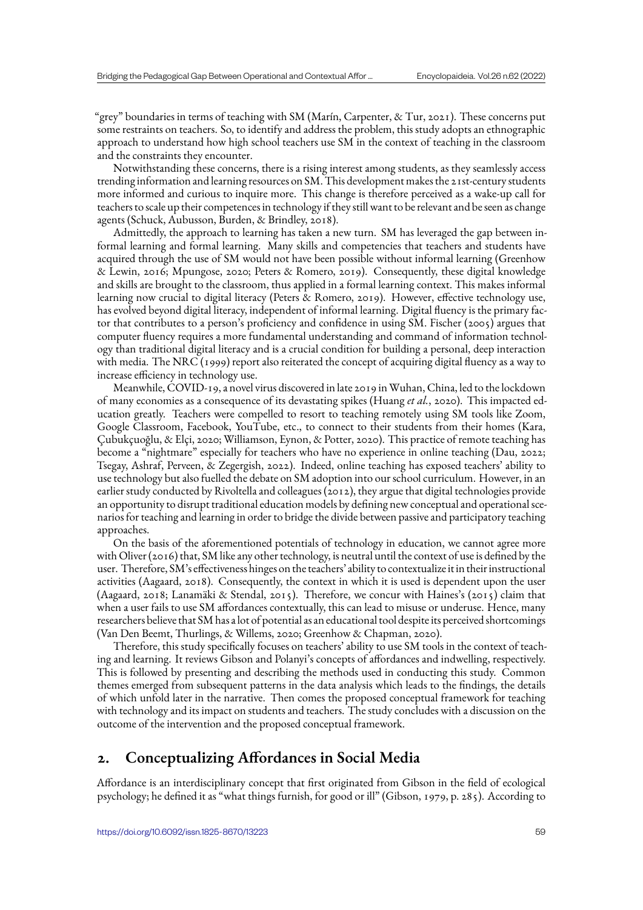"grey" boundaries in terms of teaching with SM (Marín, Carpenter, & Tur, 2021). These concerns put some restraints on teachers. So, to identify and address the problem, this study adopts an ethnographic approach to understand how high school teachers use SM in the context of teaching in the classroom and the constraints they encounter.

Notwithstanding these concerns, there is a rising interest among students, as they seamlessly access trending information and learning resources on SM. This development makes the 21st-century students more informed and curious to inquire more. This change is therefore perceived as a wake-up call for teachers to scale up their competences in technology if they still want to be relevant and be seen as change agents (Schuck, Aubusson, Burden, & Brindley, 2018).

Admittedly, the approach to learning has taken a new turn. SM has leveraged the gap between informal learning and formal learning. Many skills and competencies that teachers and students have acquired through the use of SM would not have been possible without informal learning (Greenhow & Lewin, 2016; Mpungose, 2020; Peters & Romero, 2019). Consequently, these digital knowledge and skills are brought to the classroom, thus applied in a formal learning context. This makes informal learning now crucial to digital literacy (Peters & Romero, 2019). However, effective technology use, has evolved beyond digital literacy, independent of informal learning. Digital fluency is the primary factor that contributes to a person's proficiency and confidence in using SM. Fischer (2005) argues that computer fluency requires a more fundamental understanding and command of information technology than traditional digital literacy and is a crucial condition for building a personal, deep interaction with media. The NRC (1999) report also reiterated the concept of acquiring digital fluency as a way to increase efficiency in technology use.

Meanwhile, COVID-19, a novel virus discovered in late 2019 in Wuhan, China, led to the lockdown of many economies as a consequence of its devastating spikes (Huang *et al.*, 2020). This impacted education greatly. Teachers were compelled to resort to teaching remotely using SM tools like Zoom, Google Classroom, Facebook, YouTube, etc., to connect to their students from their homes (Kara, Çubukçuoğlu, & Elçi, 2020; Williamson, Eynon, & Potter, 2020). This practice of remote teaching has become a "nightmare" especially for teachers who have no experience in online teaching (Dau, 2022; Tsegay, Ashraf, Perveen, & Zegergish, 2022). Indeed, online teaching has exposed teachers' ability to use technology but also fuelled the debate on SM adoption into our school curriculum. However, in an earlier study conducted by Rivoltella and colleagues (2012), they argue that digital technologies provide an opportunity to disrupt traditional education models by defining new conceptual and operational scenarios for teaching and learning in order to bridge the divide between passive and participatory teaching approaches.

On the basis of the aforementioned potentials of technology in education, we cannot agree more with Oliver (2016) that, SM like any other technology, is neutral until the context of use is defined by the user. Therefore, SM's effectiveness hinges on the teachers' ability to contextualize it in their instructional activities (Aagaard, 2018). Consequently, the context in which it is used is dependent upon the user (Aagaard, 2018; Lanamäki & Stendal, 2015). Therefore, we concur with Haines's (2015) claim that when a user fails to use SM affordances contextually, this can lead to misuse or underuse. Hence, many researchers believe that SM has a lot of potential as an educational tool despite its perceived shortcomings (Van Den Beemt, Thurlings, & Willems, 2020; Greenhow & Chapman, 2020).

Therefore, this study specifically focuses on teachers' ability to use SM tools in the context of teaching and learning. It reviews Gibson and Polanyi's concepts of affordances and indwelling, respectively. This is followed by presenting and describing the methods used in conducting this study. Common themes emerged from subsequent patterns in the data analysis which leads to the findings, the details of which unfold later in the narrative. Then comes the proposed conceptual framework for teaching with technology and its impact on students and teachers. The study concludes with a discussion on the outcome of the intervention and the proposed conceptual framework.

## 2. Conceptualizing Affordances in Social Media

Affordance is an interdisciplinary concept that first originated from Gibson in the field of ecological psychology; he defined it as "what things furnish, for good or ill" (Gibson, 1979, p. 285). According to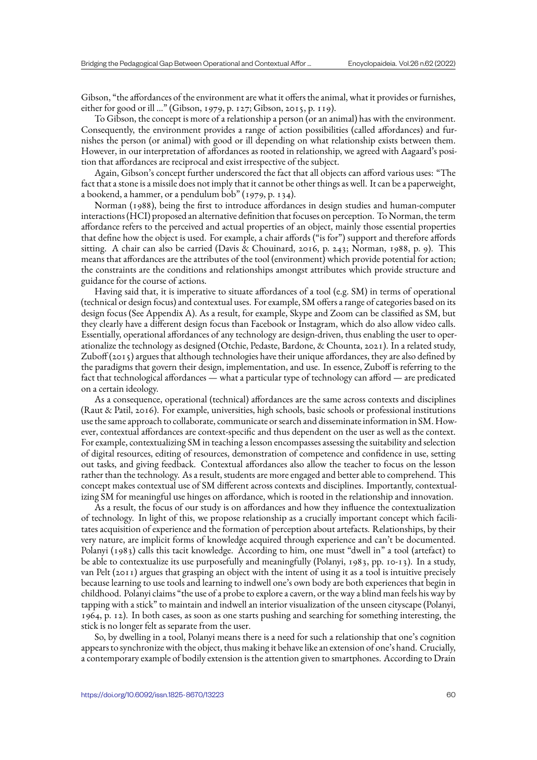Gibson, "the affordances of the environment are what it offers the animal, what it provides or furnishes, either for good or ill ..." (Gibson, 1979, p. 127; Gibson, 2015, p. 119).

To Gibson, the concept is more of a relationship a person (or an animal) has with the environment. Consequently, the environment provides a range of action possibilities (called affordances) and furnishes the person (or animal) with good or ill depending on what relationship exists between them. However, in our interpretation of affordances as rooted in relationship, we agreed with Aagaard's position that affordances are reciprocal and exist irrespective of the subject.

Again, Gibson's concept further underscored the fact that all objects can afford various uses: "The fact that a stone is a missile does not imply that it cannot be other things as well. It can be a paperweight, a bookend, a hammer, or a pendulum bob" (1979, p. 134).

Norman (1988), being the first to introduce affordances in design studies and human-computer interactions (HCI) proposed an alternative definition that focuses on perception. To Norman, the term affordance refers to the perceived and actual properties of an object, mainly those essential properties that define how the object is used. For example, a chair affords ("is for") support and therefore affords sitting. A chair can also be carried (Davis & Chouinard, 2016, p. 243; Norman, 1988, p. 9). This means that affordances are the attributes of the tool (environment) which provide potential for action; the constraints are the conditions and relationships amongst attributes which provide structure and guidance for the course of actions.

Having said that, it is imperative to situate affordances of a tool (e.g. SM) in terms of operational (technical or design focus) and contextual uses. For example, SM offers a range of categories based on its design focus (See Appendix A). As a result, for example, Skype and Zoom can be classified as SM, but they clearly have a different design focus than Facebook or Instagram, which do also allow video calls. Essentially, operational affordances of any technology are design-driven, thus enabling the user to operationalize the technology as designed (Otchie, Pedaste, Bardone, & Chounta, 2021). In a related study, Zuboff (2015) argues that although technologies have their unique affordances, they are also defined by the paradigms that govern their design, implementation, and use. In essence, Zuboff is referring to the fact that technological affordances — what a particular type of technology can afford — are predicated on a certain ideology.

As a consequence, operational (technical) affordances are the same across contexts and disciplines (Raut & Patil, 2016). For example, universities, high schools, basic schools or professional institutions use the same approach to collaborate, communicate or search and disseminate information in SM. However, contextual affordances are context-specific and thus dependent on the user as well as the context. For example, contextualizing SM in teaching a lesson encompasses assessing the suitability and selection of digital resources, editing of resources, demonstration of competence and confidence in use, setting out tasks, and giving feedback. Contextual affordances also allow the teacher to focus on the lesson rather than the technology. As a result, students are more engaged and better able to comprehend. This concept makes contextual use of SM different across contexts and disciplines. Importantly, contextualizing SM for meaningful use hinges on affordance, which is rooted in the relationship and innovation.

As a result, the focus of our study is on affordances and how they influence the contextualization of technology. In light of this, we propose relationship as a crucially important concept which facilitates acquisition of experience and the formation of perception about artefacts. Relationships, by their very nature, are implicit forms of knowledge acquired through experience and can't be documented. Polanyi (1983) calls this tacit knowledge. According to him, one must "dwell in" a tool (artefact) to be able to contextualize its use purposefully and meaningfully (Polanyi, 1983, pp. 10-13). In a study, van Pelt (2011) argues that grasping an object with the intent of using it as a tool is intuitive precisely because learning to use tools and learning to indwell one's own body are both experiences that begin in childhood. Polanyi claims "the use of a probe to explore a cavern, or the way a blind man feels his way by tapping with a stick" to maintain and indwell an interior visualization of the unseen cityscape (Polanyi, 1964, p. 12). In both cases, as soon as one starts pushing and searching for something interesting, the stick is no longer felt as separate from the user.

So, by dwelling in a tool, Polanyi means there is a need for such a relationship that one's cognition appears to synchronize with the object, thus making it behave like an extension of one's hand. Crucially, a contemporary example of bodily extension is the attention given to smartphones. According to Drain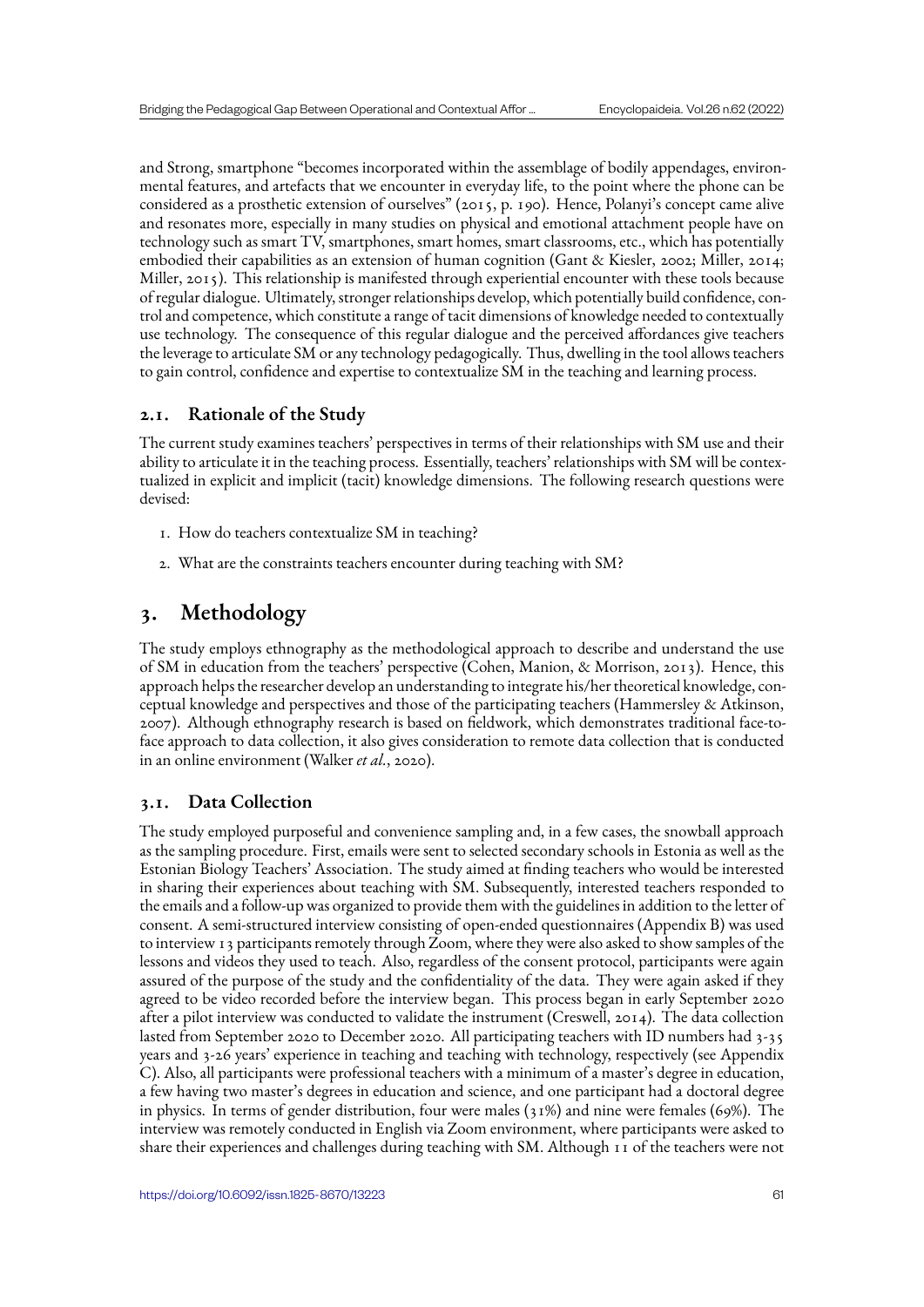and Strong, smartphone "becomes incorporated within the assemblage of bodily appendages, environmental features, and artefacts that we encounter in everyday life, to the point where the phone can be considered as a prosthetic extension of ourselves" (2015, p. 190). Hence, Polanyi's concept came alive and resonates more, especially in many studies on physical and emotional attachment people have on technology such as smart TV, smartphones, smart homes, smart classrooms, etc., which has potentially embodied their capabilities as an extension of human cognition (Gant & Kiesler, 2002; Miller, 2014; Miller, 2015). This relationship is manifested through experiential encounter with these tools because of regular dialogue. Ultimately, stronger relationships develop, which potentially build confidence, control and competence, which constitute a range of tacit dimensions of knowledge needed to contextually use technology. The consequence of this regular dialogue and the perceived affordances give teachers the leverage to articulate SM or any technology pedagogically. Thus, dwelling in the tool allows teachers to gain control, confidence and expertise to contextualize SM in the teaching and learning process.

### 2.1. Rationale of the Study

The current study examines teachers' perspectives in terms of their relationships with SM use and their ability to articulate it in the teaching process. Essentially, teachers' relationships with SM will be contextualized in explicit and implicit (tacit) knowledge dimensions. The following research questions were devised:

1. How do teachers contextualize SM in teaching?
2. What are the constraints teachers encounter during teaching with SM?

## 3. Methodology

The study employs ethnography as the methodological approach to describe and understand the use of SM in education from the teachers' perspective (Cohen, Manion, & Morrison, 2013). Hence, this approach helps the researcher develop an understanding to integrate his/her theoretical knowledge, conceptual knowledge and perspectives and those of the participating teachers (Hammersley & Atkinson, 2007). Although ethnography research is based on fieldwork, which demonstrates traditional face-to-face approach to data collection, it also gives consideration to remote data collection that is conducted in an online environment (Walker *et al.*, 2020).

### 3.1. Data Collection

The study employed purposeful and convenience sampling and, in a few cases, the snowball approach as the sampling procedure. First, emails were sent to selected secondary schools in Estonia as well as the Estonian Biology Teachers' Association. The study aimed at finding teachers who would be interested in sharing their experiences about teaching with SM. Subsequently, interested teachers responded to the emails and a follow-up was organized to provide them with the guidelines in addition to the letter of consent. A semi-structured interview consisting of open-ended questionnaires (Appendix B) was used to interview 13 participants remotely through Zoom, where they were also asked to show samples of the lessons and videos they used to teach. Also, regardless of the consent protocol, participants were again assured of the purpose of the study and the confidentiality of the data. They were again asked if they agreed to be video recorded before the interview began. This process began in early September 2020 after a pilot interview was conducted to validate the instrument (Creswell, 2014). The data collection lasted from September 2020 to December 2020. All participating teachers with ID numbers had 3-35 years and 3-26 years' experience in teaching and teaching with technology, respectively (see Appendix C). Also, all participants were professional teachers with a minimum of a master's degree in education, a few having two master's degrees in education and science, and one participant had a doctoral degree in physics. In terms of gender distribution, four were males (31%) and nine were females (69%). The interview was remotely conducted in English via Zoom environment, where participants were asked to share their experiences and challenges during teaching with SM. Although 11 of the teachers were not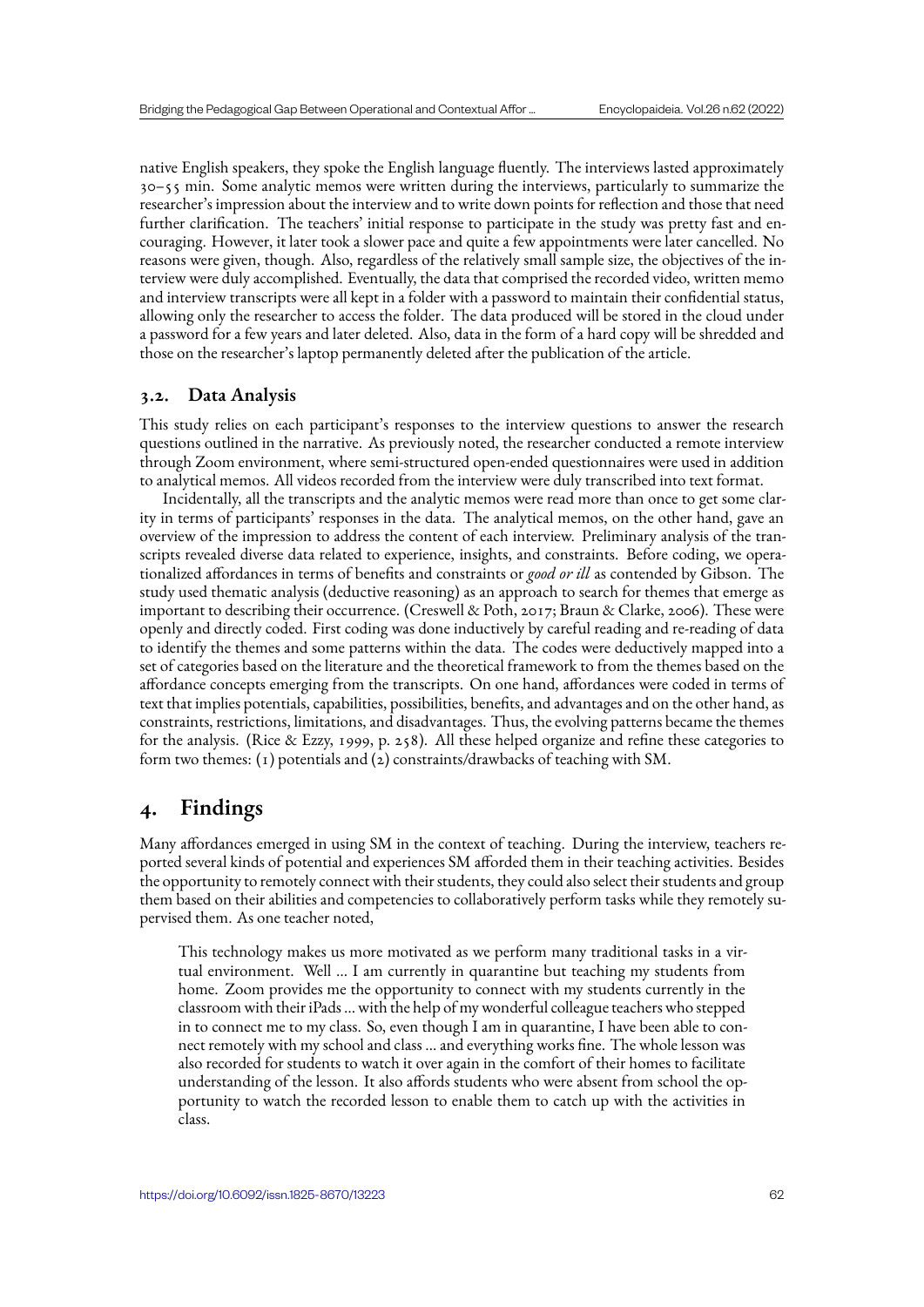native English speakers, they spoke the English language fluently. The interviews lasted approximately 30–55 min. Some analytic memos were written during the interviews, particularly to summarize the researcher's impression about the interview and to write down points for reflection and those that need further clarification. The teachers' initial response to participate in the study was pretty fast and encouraging. However, it later took a slower pace and quite a few appointments were later cancelled. No reasons were given, though. Also, regardless of the relatively small sample size, the objectives of the interview were duly accomplished. Eventually, the data that comprised the recorded video, written memo and interview transcripts were all kept in a folder with a password to maintain their confidential status, allowing only the researcher to access the folder. The data produced will be stored in the cloud under a password for a few years and later deleted. Also, data in the form of a hard copy will be shredded and those on the researcher's laptop permanently deleted after the publication of the article.

### 3.2. Data Analysis

This study relies on each participant's responses to the interview questions to answer the research questions outlined in the narrative. As previously noted, the researcher conducted a remote interview through Zoom environment, where semi-structured open-ended questionnaires were used in addition to analytical memos. All videos recorded from the interview were duly transcribed into text format.

Incidentally, all the transcripts and the analytic memos were read more than once to get some clarity in terms of participants' responses in the data. The analytical memos, on the other hand, gave an overview of the impression to address the content of each interview. Preliminary analysis of the transcripts revealed diverse data related to experience, insights, and constraints. Before coding, we operationalized affordances in terms of benefits and constraints or *good or ill* as contended by Gibson. The study used thematic analysis (deductive reasoning) as an approach to search for themes that emerge as important to describing their occurrence. (Creswell & Poth, 2017; Braun & Clarke, 2006). These were openly and directly coded. First coding was done inductively by careful reading and re-reading of data to identify the themes and some patterns within the data. The codes were deductively mapped into a set of categories based on the literature and the theoretical framework to from the themes based on the affordance concepts emerging from the transcripts. On one hand, affordances were coded in terms of text that implies potentials, capabilities, possibilities, benefits, and advantages and on the other hand, as constraints, restrictions, limitations, and disadvantages. Thus, the evolving patterns became the themes for the analysis. (Rice & Ezzy, 1999, p. 258). All these helped organize and refine these categories to form two themes: (1) potentials and (2) constraints/drawbacks of teaching with SM.

## 4. Findings

Many affordances emerged in using SM in the context of teaching. During the interview, teachers reported several kinds of potential and experiences SM afforded them in their teaching activities. Besides the opportunity to remotely connect with their students, they could also select their students and group them based on their abilities and competencies to collaboratively perform tasks while they remotely supervised them. As one teacher noted,

> This technology makes us more motivated as we perform many traditional tasks in a virtual environment. Well … I am currently in quarantine but teaching my students from home. Zoom provides me the opportunity to connect with my students currently in the classroom with their iPads … with the help of my wonderful colleague teachers who stepped in to connect me to my class. So, even though I am in quarantine, I have been able to connect remotely with my school and class … and everything works fine. The whole lesson was also recorded for students to watch it over again in the comfort of their homes to facilitate understanding of the lesson. It also affords students who were absent from school the opportunity to watch the recorded lesson to enable them to catch up with the activities in class.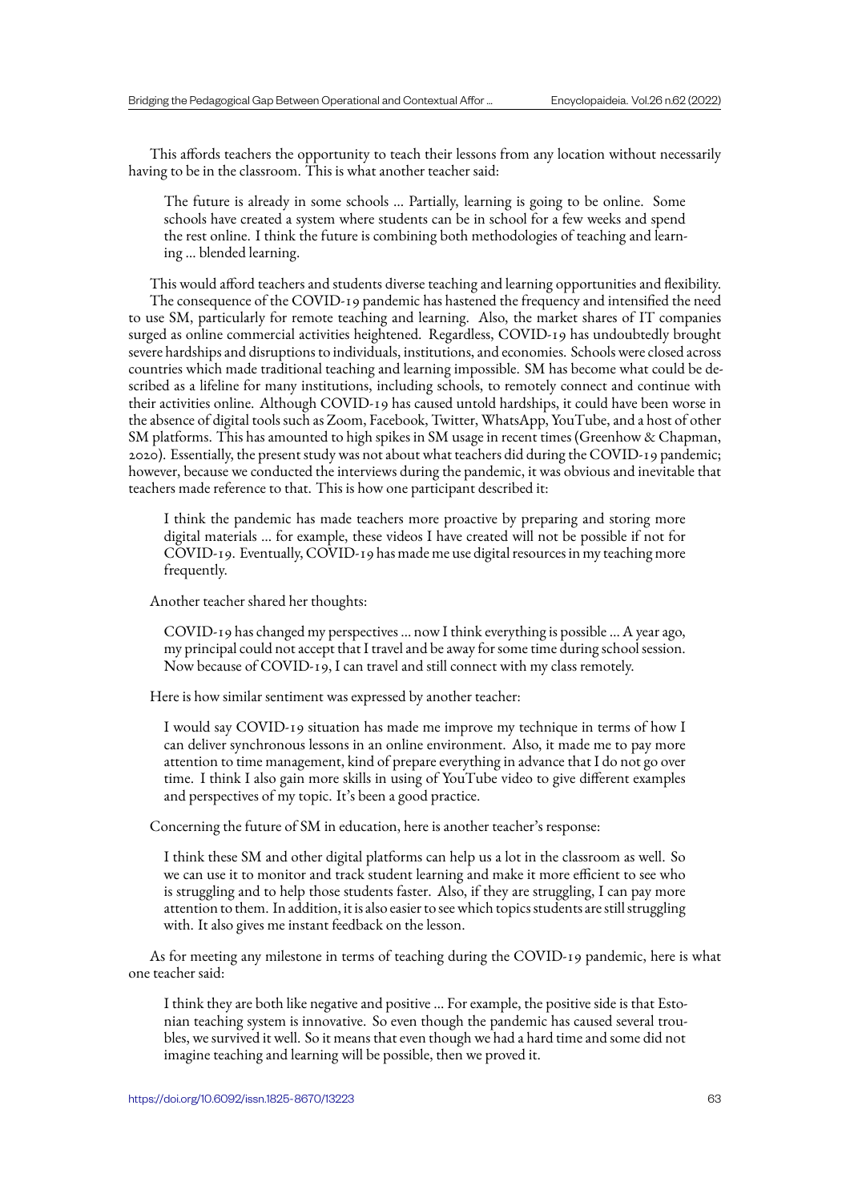This affords teachers the opportunity to teach their lessons from any location without necessarily having to be in the classroom. This is what another teacher said:

> The future is already in some schools … Partially, learning is going to be online. Some schools have created a system where students can be in school for a few weeks and spend the rest online. I think the future is combining both methodologies of teaching and learning … blended learning.

This would afford teachers and students diverse teaching and learning opportunities and flexibility.

The consequence of the COVID-19 pandemic has hastened the frequency and intensified the need to use SM, particularly for remote teaching and learning. Also, the market shares of IT companies surged as online commercial activities heightened. Regardless, COVID-19 has undoubtedly brought severe hardships and disruptions to individuals, institutions, and economies. Schools were closed across countries which made traditional teaching and learning impossible. SM has become what could be described as a lifeline for many institutions, including schools, to remotely connect and continue with their activities online. Although COVID-19 has caused untold hardships, it could have been worse in the absence of digital tools such as Zoom, Facebook, Twitter, WhatsApp, YouTube, and a host of other SM platforms. This has amounted to high spikes in SM usage in recent times (Greenhow & Chapman, 2020). Essentially, the present study was not about what teachers did during the COVID-19 pandemic; however, because we conducted the interviews during the pandemic, it was obvious and inevitable that teachers made reference to that. This is how one participant described it:

> I think the pandemic has made teachers more proactive by preparing and storing more digital materials … for example, these videos I have created will not be possible if not for COVID-19. Eventually, COVID-19 has made me use digital resources in my teaching more frequently.

Another teacher shared her thoughts:

> COVID-19 has changed my perspectives … now I think everything is possible … A year ago, my principal could not accept that I travel and be away for some time during school session. Now because of COVID-19, I can travel and still connect with my class remotely.

Here is how similar sentiment was expressed by another teacher:

> I would say COVID-19 situation has made me improve my technique in terms of how I can deliver synchronous lessons in an online environment. Also, it made me to pay more attention to time management, kind of prepare everything in advance that I do not go over time. I think I also gain more skills in using of YouTube video to give different examples and perspectives of my topic. It's been a good practice.

Concerning the future of SM in education, here is another teacher's response:

> I think these SM and other digital platforms can help us a lot in the classroom as well. So we can use it to monitor and track student learning and make it more efficient to see who is struggling and to help those students faster. Also, if they are struggling, I can pay more attention to them. In addition, it is also easier to see which topics students are still struggling with. It also gives me instant feedback on the lesson.

As for meeting any milestone in terms of teaching during the COVID-19 pandemic, here is what one teacher said:

> I think they are both like negative and positive … For example, the positive side is that Estonian teaching system is innovative. So even though the pandemic has caused several troubles, we survived it well. So it means that even though we had a hard time and some did not imagine teaching and learning will be possible, then we proved it.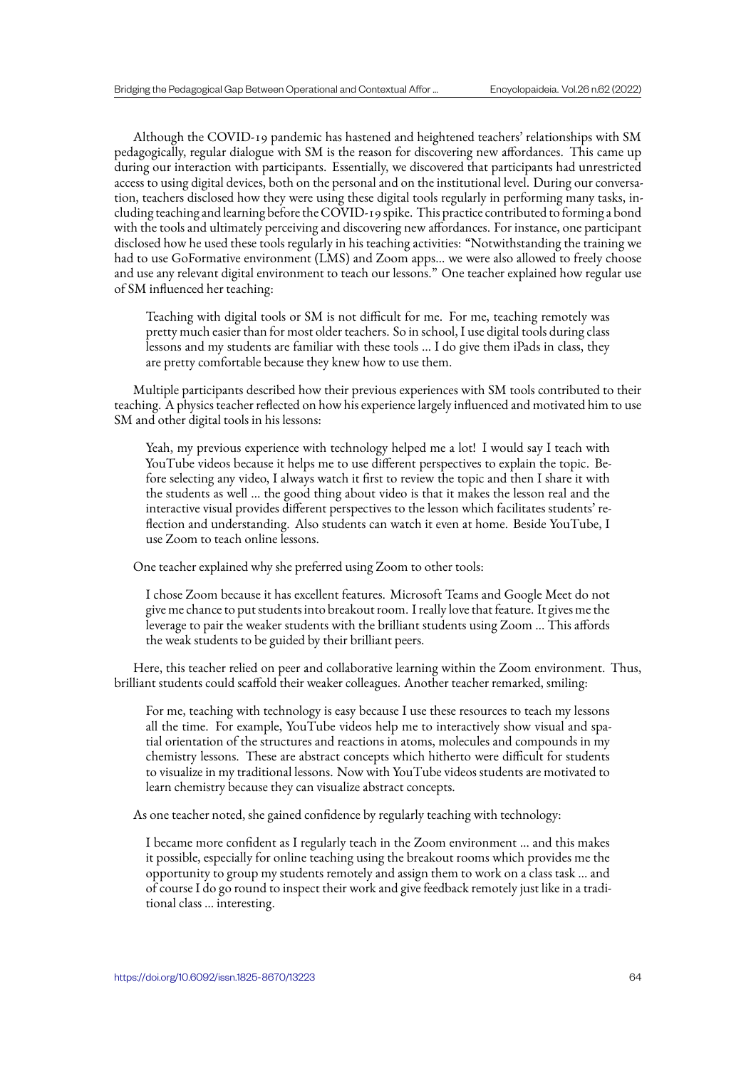Although the COVID-19 pandemic has hastened and heightened teachers' relationships with SM pedagogically, regular dialogue with SM is the reason for discovering new affordances. This came up during our interaction with participants. Essentially, we discovered that participants had unrestricted access to using digital devices, both on the personal and on the institutional level. During our conversation, teachers disclosed how they were using these digital tools regularly in performing many tasks, including teaching and learning before the COVID-19 spike. This practice contributed to forming a bond with the tools and ultimately perceiving and discovering new affordances. For instance, one participant disclosed how he used these tools regularly in his teaching activities: "Notwithstanding the training we had to use GoFormative environment (LMS) and Zoom apps... we were also allowed to freely choose and use any relevant digital environment to teach our lessons." One teacher explained how regular use of SM influenced her teaching:

> Teaching with digital tools or SM is not difficult for me. For me, teaching remotely was pretty much easier than for most older teachers. So in school, I use digital tools during class lessons and my students are familiar with these tools ... I do give them iPads in class, they are pretty comfortable because they knew how to use them.

Multiple participants described how their previous experiences with SM tools contributed to their teaching. A physics teacher reflected on how his experience largely influenced and motivated him to use SM and other digital tools in his lessons:

> Yeah, my previous experience with technology helped me a lot! I would say I teach with YouTube videos because it helps me to use different perspectives to explain the topic. Before selecting any video, I always watch it first to review the topic and then I share it with the students as well ... the good thing about video is that it makes the lesson real and the interactive visual provides different perspectives to the lesson which facilitates students' reflection and understanding. Also students can watch it even at home. Beside YouTube, I use Zoom to teach online lessons.

One teacher explained why she preferred using Zoom to other tools:

> I chose Zoom because it has excellent features. Microsoft Teams and Google Meet do not give me chance to put students into breakout room. I really love that feature. It gives me the leverage to pair the weaker students with the brilliant students using Zoom ... This affords the weak students to be guided by their brilliant peers.

Here, this teacher relied on peer and collaborative learning within the Zoom environment. Thus, brilliant students could scaffold their weaker colleagues. Another teacher remarked, smiling:

> For me, teaching with technology is easy because I use these resources to teach my lessons all the time. For example, YouTube videos help me to interactively show visual and spatial orientation of the structures and reactions in atoms, molecules and compounds in my chemistry lessons. These are abstract concepts which hitherto were difficult for students to visualize in my traditional lessons. Now with YouTube videos students are motivated to learn chemistry because they can visualize abstract concepts.

As one teacher noted, she gained confidence by regularly teaching with technology:

> I became more confident as I regularly teach in the Zoom environment ... and this makes it possible, especially for online teaching using the breakout rooms which provides me the opportunity to group my students remotely and assign them to work on a class task ... and of course I do go round to inspect their work and give feedback remotely just like in a traditional class ... interesting.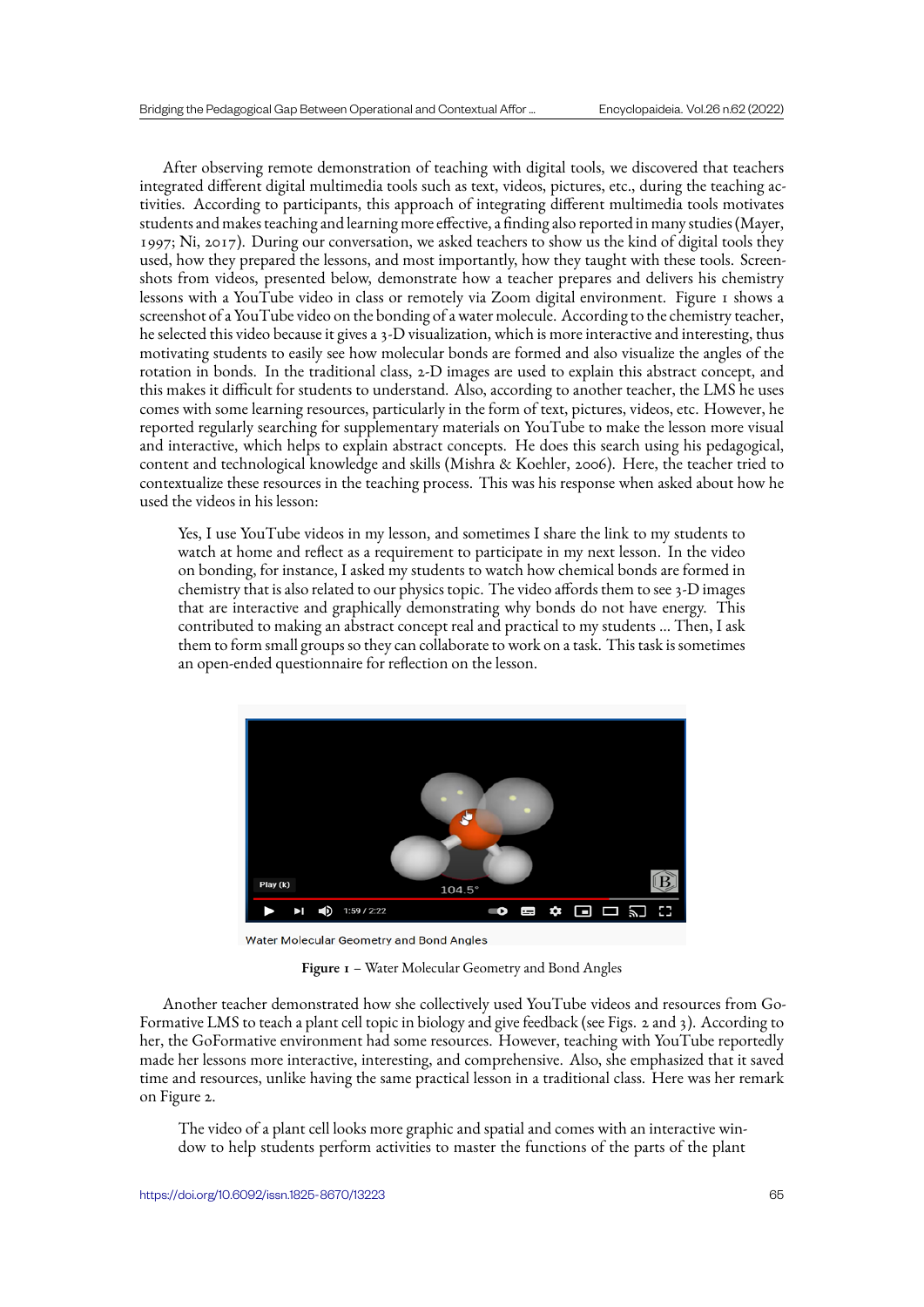After observing remote demonstration of teaching with digital tools, we discovered that teachers integrated different digital multimedia tools such as text, videos, pictures, etc., during the teaching activities. According to participants, this approach of integrating different multimedia tools motivates students and makes teaching and learning more effective, a finding also reported in many studies (Mayer, 1997; Ni, 2017). During our conversation, we asked teachers to show us the kind of digital tools they used, how they prepared the lessons, and most importantly, how they taught with these tools. Screenshots from videos, presented below, demonstrate how a teacher prepares and delivers his chemistry lessons with a YouTube video in class or remotely via Zoom digital environment. Figure 1 shows a screenshot of a YouTube video on the bonding of a water molecule. According to the chemistry teacher, he selected this video because it gives a 3-D visualization, which is more interactive and interesting, thus motivating students to easily see how molecular bonds are formed and also visualize the angles of the rotation in bonds. In the traditional class, 2-D images are used to explain this abstract concept, and this makes it difficult for students to understand. Also, according to another teacher, the LMS he uses comes with some learning resources, particularly in the form of text, pictures, videos, etc. However, he reported regularly searching for supplementary materials on YouTube to make the lesson more visual and interactive, which helps to explain abstract concepts. He does this search using his pedagogical, content and technological knowledge and skills (Mishra & Koehler, 2006). Here, the teacher tried to contextualize these resources in the teaching process. This was his response when asked about how he used the videos in his lesson:

> Yes, I use YouTube videos in my lesson, and sometimes I share the link to my students to watch at home and reflect as a requirement to participate in my next lesson. In the video on bonding, for instance, I asked my students to watch how chemical bonds are formed in chemistry that is also related to our physics topic. The video affords them to see 3-D images that are interactive and graphically demonstrating why bonds do not have energy. This contributed to making an abstract concept real and practical to my students ... Then, I ask them to form small groups so they can collaborate to work on a task. This task is sometimes an open-ended questionnaire for reflection on the lesson.

Water Molecular Geometry and Bond Angles

**Figure 1** – Water Molecular Geometry and Bond Angles

Another teacher demonstrated how she collectively used YouTube videos and resources from GoFormative LMS to teach a plant cell topic in biology and give feedback (see Figs. 2 and 3). According to her, the GoFormative environment had some resources. However, teaching with YouTube reportedly made her lessons more interactive, interesting, and comprehensive. Also, she emphasized that it saved time and resources, unlike having the same practical lesson in a traditional class. Here was her remark on Figure 2.

> The video of a plant cell looks more graphic and spatial and comes with an interactive window to help students perform activities to master the functions of the parts of the plant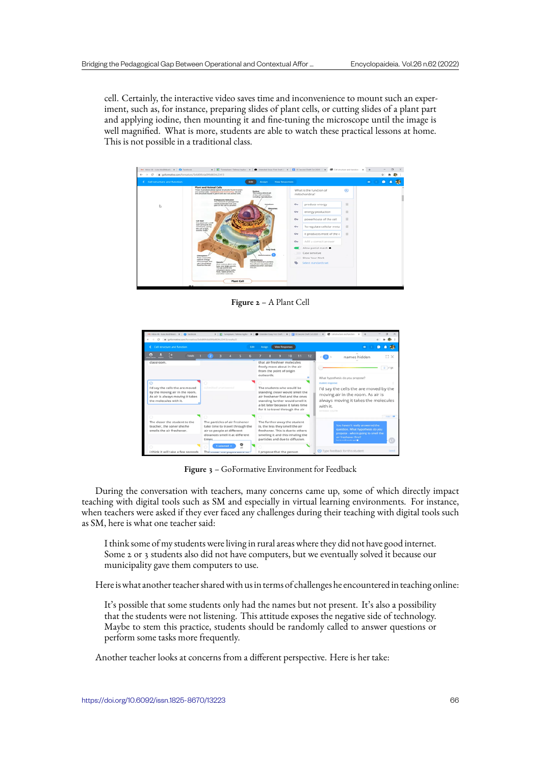cell. Certainly, the interactive video saves time and inconvenience to mount such an experiment, such as, for instance, preparing slides of plant cells, or cutting slides of a plant part and applying iodine, then mounting it and fine-tuning the microscope until the image is well magnified. What is more, students are able to watch these practical lessons at home. This is not possible in a traditional class.

**Figure 2** – A Plant Cell

**Figure 3** – GoFormative Environment for Feedback

During the conversation with teachers, many concerns came up, some of which directly impact teaching with digital tools such as SM and especially in virtual learning environments. For instance, when teachers were asked if they ever faced any challenges during their teaching with digital tools such as SM, here is what one teacher said:

> I think some of my students were living in rural areas where they did not have good internet. Some 2 or 3 students also did not have computers, but we eventually solved it because our municipality gave them computers to use.

Here is what another teacher shared with us in terms of challenges he encountered in teaching online:

> It's possible that some students only had the names but not present. It's also a possibility that the students were not listening. This attitude exposes the negative side of technology. Maybe to stem this practice, students should be randomly called to answer questions or perform some tasks more frequently.

Another teacher looks at concerns from a different perspective. Here is her take: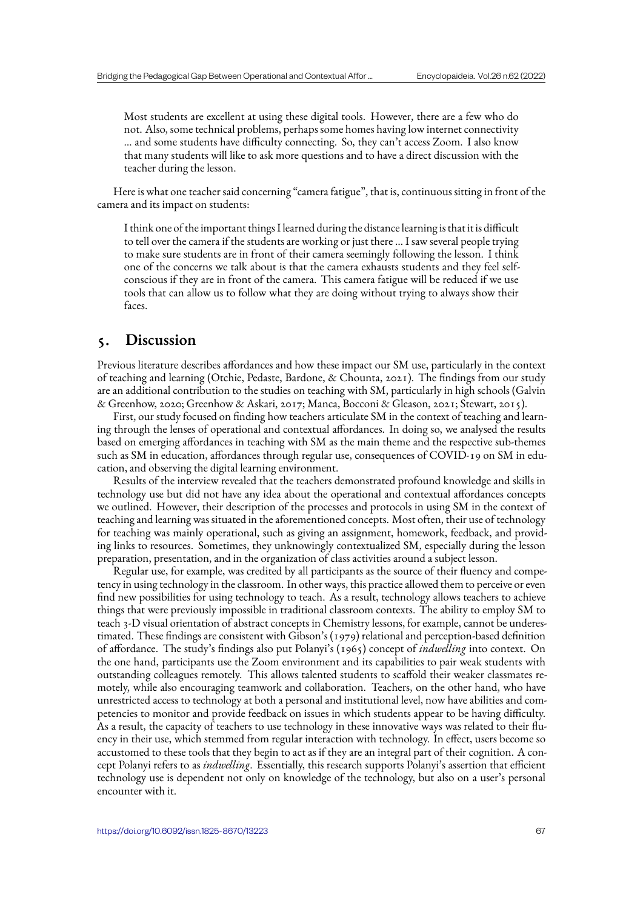> Most students are excellent at using these digital tools. However, there are a few who do not. Also, some technical problems, perhaps some homes having low internet connectivity ... and some students have difficulty connecting. So, they can't access Zoom. I also know that many students will like to ask more questions and to have a direct discussion with the teacher during the lesson.

Here is what one teacher said concerning "camera fatigue", that is, continuous sitting in front of the camera and its impact on students:

> I think one of the important things I learned during the distance learning is that it is difficult to tell over the camera if the students are working or just there ... I saw several people trying to make sure students are in front of their camera seemingly following the lesson. I think one of the concerns we talk about is that the camera exhausts students and they feel self-conscious if they are in front of the camera. This camera fatigue will be reduced if we use tools that can allow us to follow what they are doing without trying to always show their faces.

## 5. Discussion

Previous literature describes affordances and how these impact our SM use, particularly in the context of teaching and learning (Otchie, Pedaste, Bardone, & Chounta, 2021). The findings from our study are an additional contribution to the studies on teaching with SM, particularly in high schools (Galvin & Greenhow, 2020; Greenhow & Askari, 2017; Manca, Bocconi & Gleason, 2021; Stewart, 2015).

First, our study focused on finding how teachers articulate SM in the context of teaching and learning through the lenses of operational and contextual affordances. In doing so, we analysed the results based on emerging affordances in teaching with SM as the main theme and the respective sub-themes such as SM in education, affordances through regular use, consequences of COVID-19 on SM in education, and observing the digital learning environment.

Results of the interview revealed that the teachers demonstrated profound knowledge and skills in technology use but did not have any idea about the operational and contextual affordances concepts we outlined. However, their description of the processes and protocols in using SM in the context of teaching and learning was situated in the aforementioned concepts. Most often, their use of technology for teaching was mainly operational, such as giving an assignment, homework, feedback, and providing links to resources. Sometimes, they unknowingly contextualized SM, especially during the lesson preparation, presentation, and in the organization of class activities around a subject lesson.

Regular use, for example, was credited by all participants as the source of their fluency and competency in using technology in the classroom. In other ways, this practice allowed them to perceive or even find new possibilities for using technology to teach. As a result, technology allows teachers to achieve things that were previously impossible in traditional classroom contexts. The ability to employ SM to teach 3-D visual orientation of abstract concepts in Chemistry lessons, for example, cannot be underestimated. These findings are consistent with Gibson's (1979) relational and perception-based definition of affordance. The study's findings also put Polanyi's (1965) concept of *indwelling* into context. On the one hand, participants use the Zoom environment and its capabilities to pair weak students with outstanding colleagues remotely. This allows talented students to scaffold their weaker classmates remotely, while also encouraging teamwork and collaboration. Teachers, on the other hand, who have unrestricted access to technology at both a personal and institutional level, now have abilities and competencies to monitor and provide feedback on issues in which students appear to be having difficulty. As a result, the capacity of teachers to use technology in these innovative ways was related to their fluency in their use, which stemmed from regular interaction with technology. In effect, users become so accustomed to these tools that they begin to act as if they are an integral part of their cognition. A concept Polanyi refers to as *indwelling*. Essentially, this research supports Polanyi's assertion that efficient technology use is dependent not only on knowledge of the technology, but also on a user's personal encounter with it.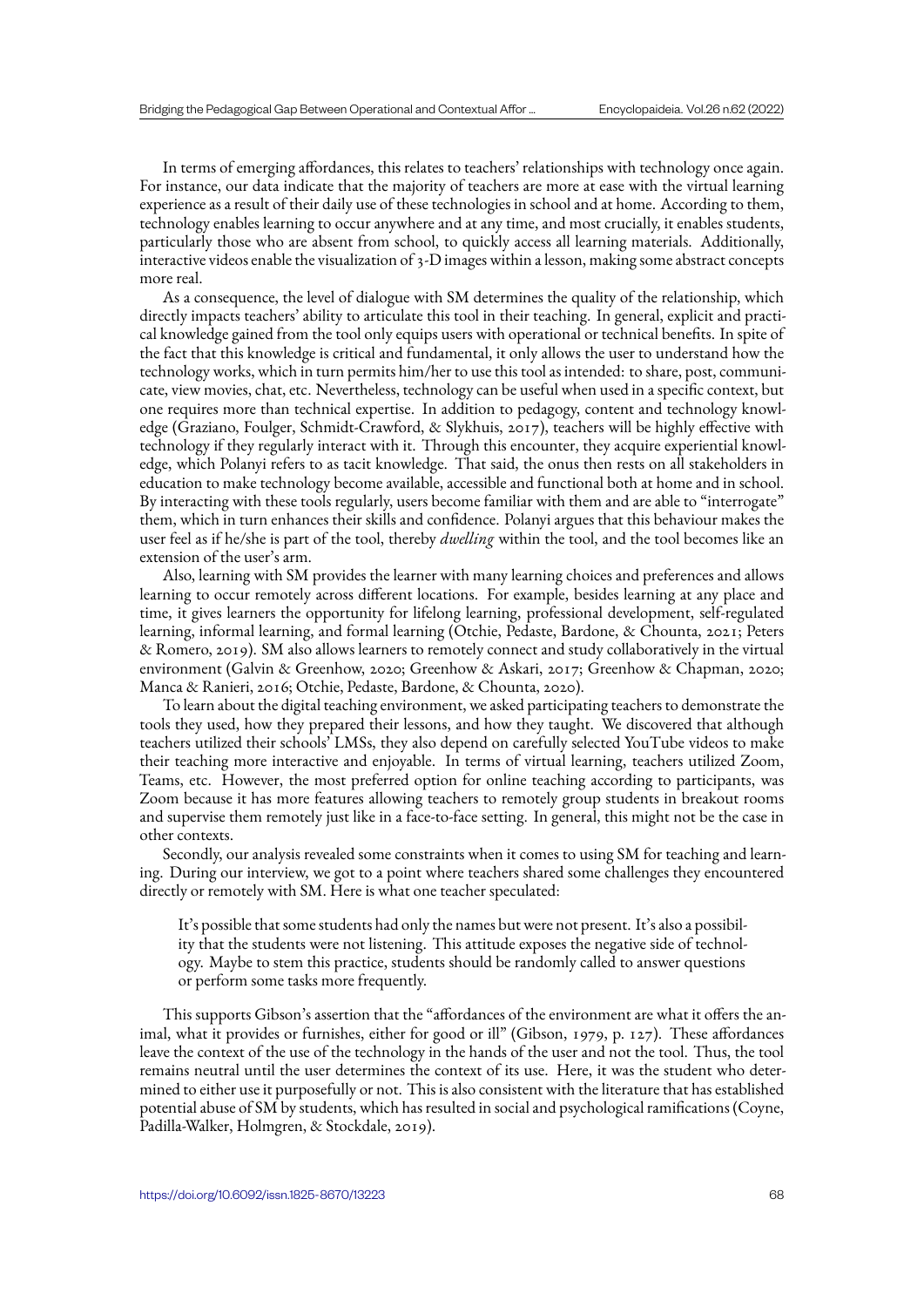In terms of emerging affordances, this relates to teachers' relationships with technology once again. For instance, our data indicate that the majority of teachers are more at ease with the virtual learning experience as a result of their daily use of these technologies in school and at home. According to them, technology enables learning to occur anywhere and at any time, and most crucially, it enables students, particularly those who are absent from school, to quickly access all learning materials. Additionally, interactive videos enable the visualization of 3-D images within a lesson, making some abstract concepts more real.

As a consequence, the level of dialogue with SM determines the quality of the relationship, which directly impacts teachers' ability to articulate this tool in their teaching. In general, explicit and practical knowledge gained from the tool only equips users with operational or technical benefits. In spite of the fact that this knowledge is critical and fundamental, it only allows the user to understand how the technology works, which in turn permits him/her to use this tool as intended: to share, post, communicate, view movies, chat, etc. Nevertheless, technology can be useful when used in a specific context, but one requires more than technical expertise. In addition to pedagogy, content and technology knowledge (Graziano, Foulger, Schmidt-Crawford, & Slykhuis, 2017), teachers will be highly effective with technology if they regularly interact with it. Through this encounter, they acquire experiential knowledge, which Polanyi refers to as tacit knowledge. That said, the onus then rests on all stakeholders in education to make technology become available, accessible and functional both at home and in school. By interacting with these tools regularly, users become familiar with them and are able to "interrogate" them, which in turn enhances their skills and confidence. Polanyi argues that this behaviour makes the user feel as if he/she is part of the tool, thereby *dwelling* within the tool, and the tool becomes like an extension of the user's arm.

Also, learning with SM provides the learner with many learning choices and preferences and allows learning to occur remotely across different locations. For example, besides learning at any place and time, it gives learners the opportunity for lifelong learning, professional development, self-regulated learning, informal learning, and formal learning (Otchie, Pedaste, Bardone, & Chounta, 2021; Peters & Romero, 2019). SM also allows learners to remotely connect and study collaboratively in the virtual environment (Galvin & Greenhow, 2020; Greenhow & Askari, 2017; Greenhow & Chapman, 2020; Manca & Ranieri, 2016; Otchie, Pedaste, Bardone, & Chounta, 2020).

To learn about the digital teaching environment, we asked participating teachers to demonstrate the tools they used, how they prepared their lessons, and how they taught. We discovered that although teachers utilized their schools' LMSs, they also depend on carefully selected YouTube videos to make their teaching more interactive and enjoyable. In terms of virtual learning, teachers utilized Zoom, Teams, etc. However, the most preferred option for online teaching according to participants, was Zoom because it has more features allowing teachers to remotely group students in breakout rooms and supervise them remotely just like in a face-to-face setting. In general, this might not be the case in other contexts.

Secondly, our analysis revealed some constraints when it comes to using SM for teaching and learning. During our interview, we got to a point where teachers shared some challenges they encountered directly or remotely with SM. Here is what one teacher speculated:

> It's possible that some students had only the names but were not present. It's also a possibility that the students were not listening. This attitude exposes the negative side of technology. Maybe to stem this practice, students should be randomly called to answer questions or perform some tasks more frequently.

This supports Gibson's assertion that the "affordances of the environment are what it offers the animal, what it provides or furnishes, either for good or ill" (Gibson, 1979, p. 127). These affordances leave the context of the use of the technology in the hands of the user and not the tool. Thus, the tool remains neutral until the user determines the context of its use. Here, it was the student who determined to either use it purposefully or not. This is also consistent with the literature that has established potential abuse of SM by students, which has resulted in social and psychological ramifications (Coyne, Padilla-Walker, Holmgren, & Stockdale, 2019).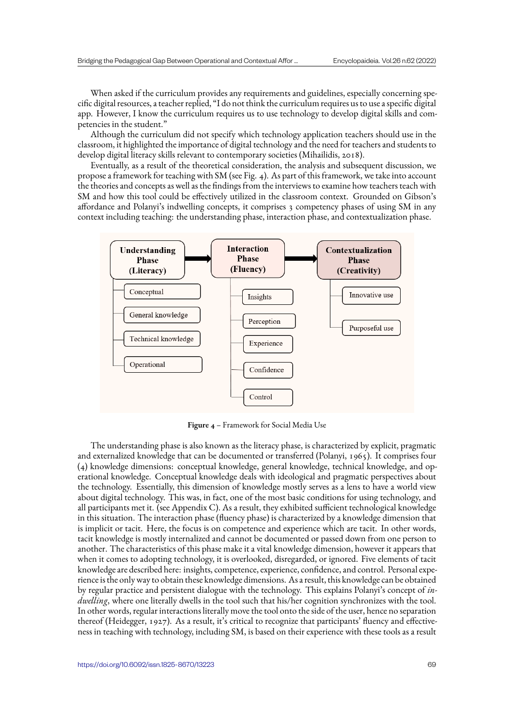When asked if the curriculum provides any requirements and guidelines, especially concerning specific digital resources, a teacher replied, "I do not think the curriculum requires us to use a specific digital app. However, I know the curriculum requires us to use technology to develop digital skills and competencies in the student."

Although the curriculum did not specify which technology application teachers should use in the classroom, it highlighted the importance of digital technology and the need for teachers and students to develop digital literacy skills relevant to contemporary societies (Mihailidis, 2018).

Eventually, as a result of the theoretical consideration, the analysis and subsequent discussion, we propose a framework for teaching with SM (see Fig. 4). As part of this framework, we take into account the theories and concepts as well as the findings from the interviews to examine how teachers teach with SM and how this tool could be effectively utilized in the classroom context. Grounded on Gibson's affordance and Polanyi's indwelling concepts, it comprises 3 competency phases of using SM in any context including teaching: the understanding phase, interaction phase, and contextualization phase.

**Figure 4** – Framework for Social Media Use

The understanding phase is also known as the literacy phase, is characterized by explicit, pragmatic and externalized knowledge that can be documented or transferred (Polanyi, 1965). It comprises four (4) knowledge dimensions: conceptual knowledge, general knowledge, technical knowledge, and operational knowledge. Conceptual knowledge deals with ideological and pragmatic perspectives about the technology. Essentially, this dimension of knowledge mostly serves as a lens to have a world view about digital technology. This was, in fact, one of the most basic conditions for using technology, and all participants met it. (see Appendix C). As a result, they exhibited sufficient technological knowledge in this situation. The interaction phase (fluency phase) is characterized by a knowledge dimension that is implicit or tacit. Here, the focus is on competence and experience which are tacit. In other words, tacit knowledge is mostly internalized and cannot be documented or passed down from one person to another. The characteristics of this phase make it a vital knowledge dimension, however it appears that when it comes to adopting technology, it is overlooked, disregarded, or ignored. Five elements of tacit knowledge are described here: insights, competence, experience, confidence, and control. Personal experience is the only way to obtain these knowledge dimensions. As a result, this knowledge can be obtained by regular practice and persistent dialogue with the technology. This explains Polanyi's concept of *indwelling*, where one literally dwells in the tool such that his/her cognition synchronizes with the tool. In other words, regular interactions literally move the tool onto the side of the user, hence no separation thereof (Heidegger, 1927). As a result, it's critical to recognize that participants' fluency and effectiveness in teaching with technology, including SM, is based on their experience with these tools as a result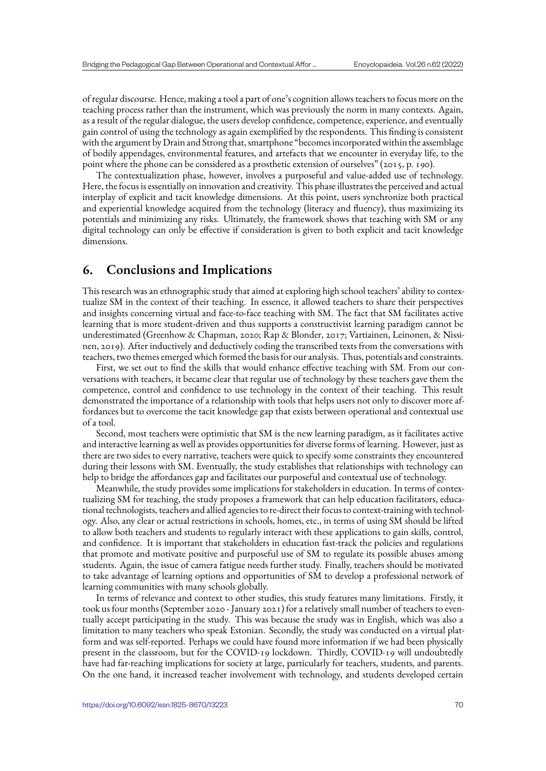of regular discourse. Hence, making a tool a part of one's cognition allows teachers to focus more on the teaching process rather than the instrument, which was previously the norm in many contexts. Again, as a result of the regular dialogue, the users develop confidence, competence, experience, and eventually gain control of using the technology as again exemplified by the respondents. This finding is consistent with the argument by Drain and Strong that, smartphone "becomes incorporated within the assemblage of bodily appendages, environmental features, and artefacts that we encounter in everyday life, to the point where the phone can be considered as a prosthetic extension of ourselves" (2015, p. 190).

The contextualization phase, however, involves a purposeful and value-added use of technology. Here, the focus is essentially on innovation and creativity. This phase illustrates the perceived and actual interplay of explicit and tacit knowledge dimensions. At this point, users synchronize both practical and experiential knowledge acquired from the technology (literacy and fluency), thus maximizing its potentials and minimizing any risks. Ultimately, the framework shows that teaching with SM or any digital technology can only be effective if consideration is given to both explicit and tacit knowledge dimensions.

## 6. Conclusions and Implications

This research was an ethnographic study that aimed at exploring high school teachers' ability to contextualize SM in the context of their teaching. In essence, it allowed teachers to share their perspectives and insights concerning virtual and face-to-face teaching with SM. The fact that SM facilitates active learning that is more student-driven and thus supports a constructivist learning paradigm cannot be underestimated (Greenhow & Chapman, 2020; Rap & Blonder, 2017; Vartiainen, Leinonen, & Nissinen, 2019). After inductively and deductively coding the transcribed texts from the conversations with teachers, two themes emerged which formed the basis for our analysis. Thus, potentials and constraints.

First, we set out to find the skills that would enhance effective teaching with SM. From our conversations with teachers, it became clear that regular use of technology by these teachers gave them the competence, control and confidence to use technology in the context of their teaching. This result demonstrated the importance of a relationship with tools that helps users not only to discover more affordances but to overcome the tacit knowledge gap that exists between operational and contextual use of a tool.

Second, most teachers were optimistic that SM is the new learning paradigm, as it facilitates active and interactive learning as well as provides opportunities for diverse forms of learning. However, just as there are two sides to every narrative, teachers were quick to specify some constraints they encountered during their lessons with SM. Eventually, the study establishes that relationships with technology can help to bridge the affordances gap and facilitates our purposeful and contextual use of technology.

Meanwhile, the study provides some implications for stakeholders in education. In terms of contextualizing SM for teaching, the study proposes a framework that can help education facilitators, educational technologists, teachers and allied agencies to re-direct their focus to context-training with technology. Also, any clear or actual restrictions in schools, homes, etc., in terms of using SM should be lifted to allow both teachers and students to regularly interact with these applications to gain skills, control, and confidence. It is important that stakeholders in education fast-track the policies and regulations that promote and motivate positive and purposeful use of SM to regulate its possible abuses among students. Again, the issue of camera fatigue needs further study. Finally, teachers should be motivated to take advantage of learning options and opportunities of SM to develop a professional network of learning communities with many schools globally.

In terms of relevance and context to other studies, this study features many limitations. Firstly, it took us four months (September 2020 - January 2021) for a relatively small number of teachers to eventually accept participating in the study. This was because the study was in English, which was also a limitation to many teachers who speak Estonian. Secondly, the study was conducted on a virtual platform and was self-reported. Perhaps we could have found more information if we had been physically present in the classroom, but for the COVID-19 lockdown. Thirdly, COVID-19 will undoubtedly have had far-reaching implications for society at large, particularly for teachers, students, and parents. On the one hand, it increased teacher involvement with technology, and students developed certain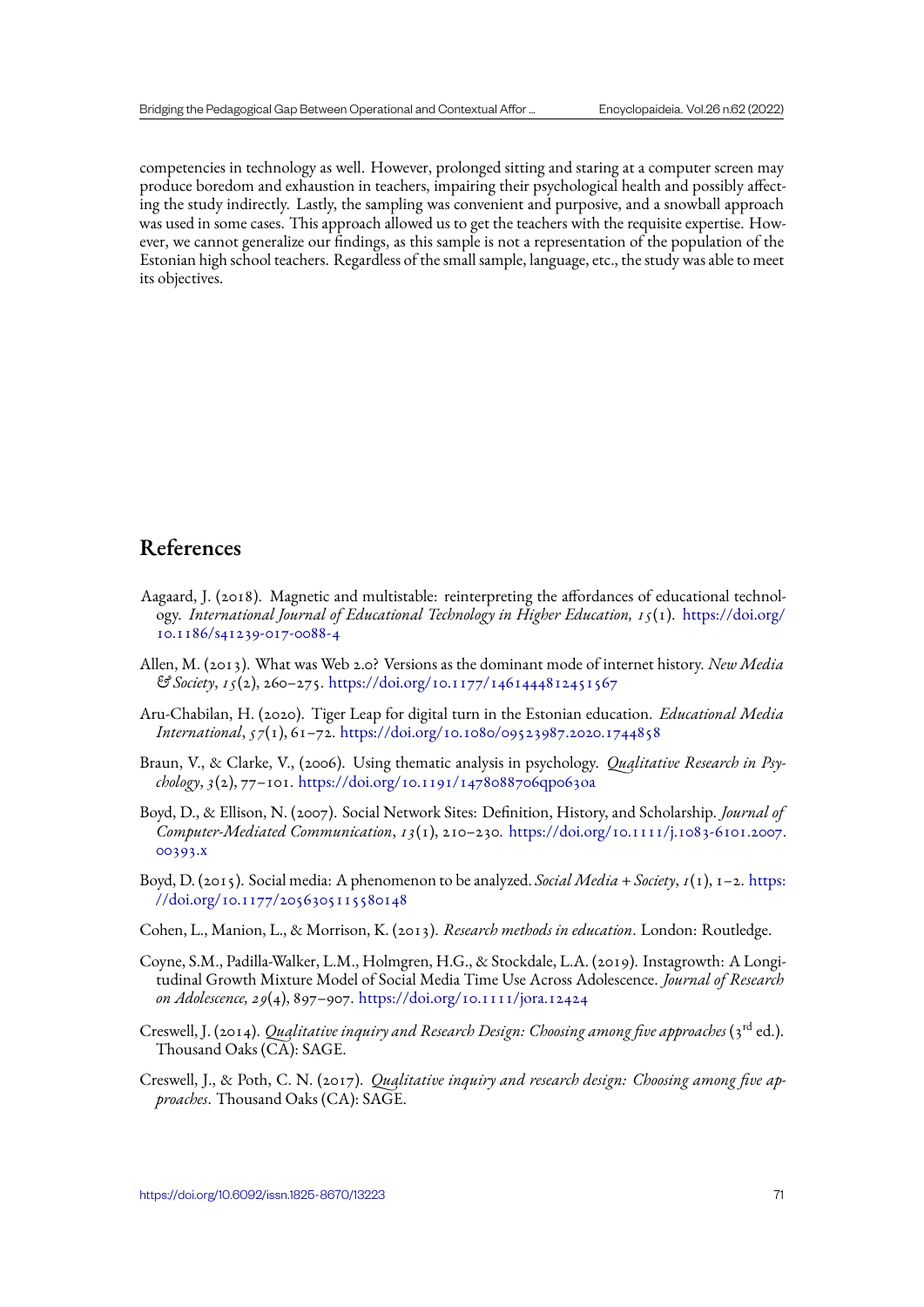competencies in technology as well. However, prolonged sitting and staring at a computer screen may produce boredom and exhaustion in teachers, impairing their psychological health and possibly affecting the study indirectly. Lastly, the sampling was convenient and purposive, and a snowball approach was used in some cases. This approach allowed us to get the teachers with the requisite expertise. However, we cannot generalize our findings, as this sample is not a representation of the population of the Estonian high school teachers. Regardless of the small sample, language, etc., the study was able to meet its objectives.

## References

Aagaard, J. (2018). Magnetic and multistable: reinterpreting the affordances of educational technology. *International Journal of Educational Technology in Higher Education, 15*(1). https://doi.org/10.1186/s41239-017-0088-4

Allen, M. (2013). What was Web 2.0? Versions as the dominant mode of internet history. *New Media & Society*, *15*(2), 260–275. https://doi.org/10.1177/1461444812451567

Aru-Chabilan, H. (2020). Tiger Leap for digital turn in the Estonian education. *Educational Media International*, *57*(1), 61–72. https://doi.org/10.1080/09523987.2020.1744858

Braun, V., & Clarke, V., (2006). Using thematic analysis in psychology. *Qualitative Research in Psychology*, *3*(2), 77–101. https://doi.org/10.1191/1478088706qp063oa

Boyd, D., & Ellison, N. (2007). Social Network Sites: Definition, History, and Scholarship. *Journal of Computer-Mediated Communication*, *13*(1), 210–230. https://doi.org/10.1111/j.1083-6101.2007.00393.x

Boyd, D. (2015). Social media: A phenomenon to be analyzed. *Social Media + Society*, *1*(1), 1–2. https://doi.org/10.1177/2056305115580148

Cohen, L., Manion, L., & Morrison, K. (2013). *Research methods in education*. London: Routledge.

Coyne, S.M., Padilla-Walker, L.M., Holmgren, H.G., & Stockdale, L.A. (2019). Instagrowth: A Longitudinal Growth Mixture Model of Social Media Time Use Across Adolescence. *Journal of Research on Adolescence, 29*(4), 897–907. https://doi.org/10.1111/jora.12424

Creswell, J. (2014). *Qualitative inquiry and Research Design: Choosing among five approaches* (3rd ed.). Thousand Oaks (CA): SAGE.

Creswell, J., & Poth, C. N. (2017). *Qualitative inquiry and research design: Choosing among five approaches*. Thousand Oaks (CA): SAGE.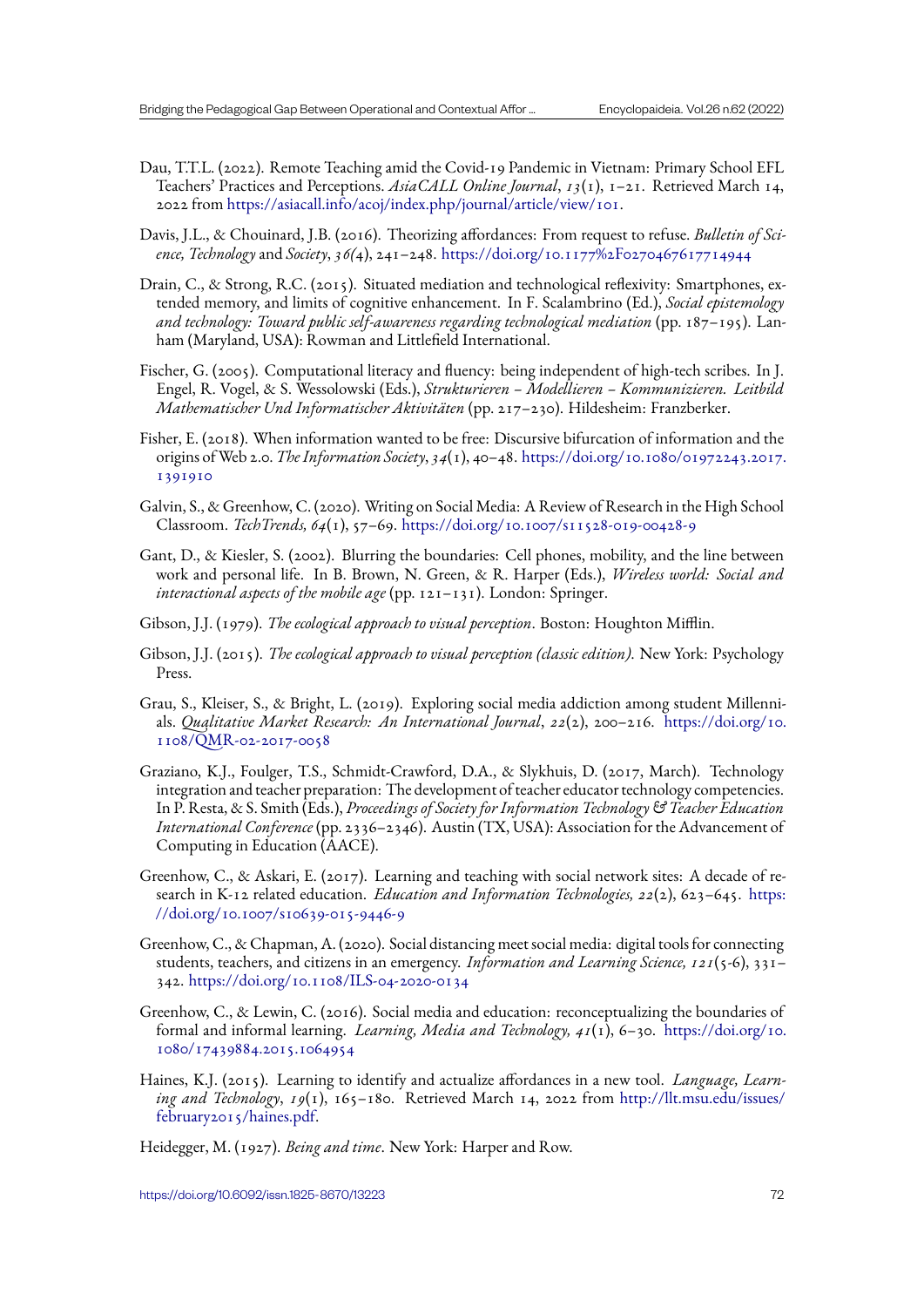Dau, T.T.L. (2022). Remote Teaching amid the Covid-19 Pandemic in Vietnam: Primary School EFL Teachers' Practices and Perceptions. *AsiaCALL Online Journal*, *13*(1), 1–21. Retrieved March 14, 2022 from https://asiacall.info/acoj/index.php/journal/article/view/101.

Davis, J.L., & Chouinard, J.B. (2016). Theorizing affordances: From request to refuse. *Bulletin of Science, Technology* and *Society*, *36(*4), 241–248. https://doi.org/10.1177%2F0270467617714944

Drain, C., & Strong, R.C. (2015). Situated mediation and technological reflexivity: Smartphones, extended memory, and limits of cognitive enhancement. In F. Scalambrino (Ed.), *Social epistemology and technology: Toward public self-awareness regarding technological mediation* (pp. 187–195). Lanham (Maryland, USA): Rowman and Littlefield International.

Fischer, G. (2005). Computational literacy and fluency: being independent of high-tech scribes. In J. Engel, R. Vogel, & S. Wessolowski (Eds.), *Strukturieren – Modellieren – Kommunizieren. Leitbild Mathematischer Und Informatischer Aktivitäten* (pp. 217–230). Hildesheim: Franzberker.

Fisher, E. (2018). When information wanted to be free: Discursive bifurcation of information and the origins of Web 2.0. *The Information Society*, *34*(1), 40–48. https://doi.org/10.1080/01972243.2017.1391910

Galvin, S., & Greenhow, C. (2020). Writing on Social Media: A Review of Research in the High School Classroom. *TechTrends, 64*(1), 57–69. https://doi.org/10.1007/s11528-019-00428-9

Gant, D., & Kiesler, S. (2002). Blurring the boundaries: Cell phones, mobility, and the line between work and personal life. In B. Brown, N. Green, & R. Harper (Eds.), *Wireless world: Social and interactional aspects of the mobile age* (pp. 121–131). London: Springer.

Gibson, J.J. (1979). *The ecological approach to visual perception*. Boston: Houghton Mifflin.

Gibson, J.J. (2015). *The ecological approach to visual perception (classic edition)*. New York: Psychology Press.

Grau, S., Kleiser, S., & Bright, L. (2019). Exploring social media addiction among student Millennials. *Qualitative Market Research: An International Journal*, *22*(2), 200–216. https://doi.org/10.1108/QMR-02-2017-0058

Graziano, K.J., Foulger, T.S., Schmidt-Crawford, D.A., & Slykhuis, D. (2017, March). Technology integration and teacher preparation: The development of teacher educator technology competencies. In P. Resta, & S. Smith (Eds.), *Proceedings of Society for Information Technology & Teacher Education International Conference* (pp. 2336–2346). Austin (TX, USA): Association for the Advancement of Computing in Education (AACE).

Greenhow, C., & Askari, E. (2017). Learning and teaching with social network sites: A decade of research in K-12 related education. *Education and Information Technologies, 22*(2), 623–645. https://doi.org/10.1007/s10639-015-9446-9

Greenhow, C., & Chapman, A. (2020). Social distancing meet social media: digital tools for connecting students, teachers, and citizens in an emergency. *Information and Learning Science, 121*(5-6), 331–342. https://doi.org/10.1108/ILS-04-2020-0134

Greenhow, C., & Lewin, C. (2016). Social media and education: reconceptualizing the boundaries of formal and informal learning. *Learning, Media and Technology, 41*(1), 6–30. https://doi.org/10.1080/17439884.2015.1064954

Haines, K.J. (2015). Learning to identify and actualize affordances in a new tool. *Language, Learning and Technology*, *19*(1), 165–180. Retrieved March 14, 2022 from http://llt.msu.edu/issues/february2015/haines.pdf.

Heidegger, M. (1927). *Being and time*. New York: Harper and Row.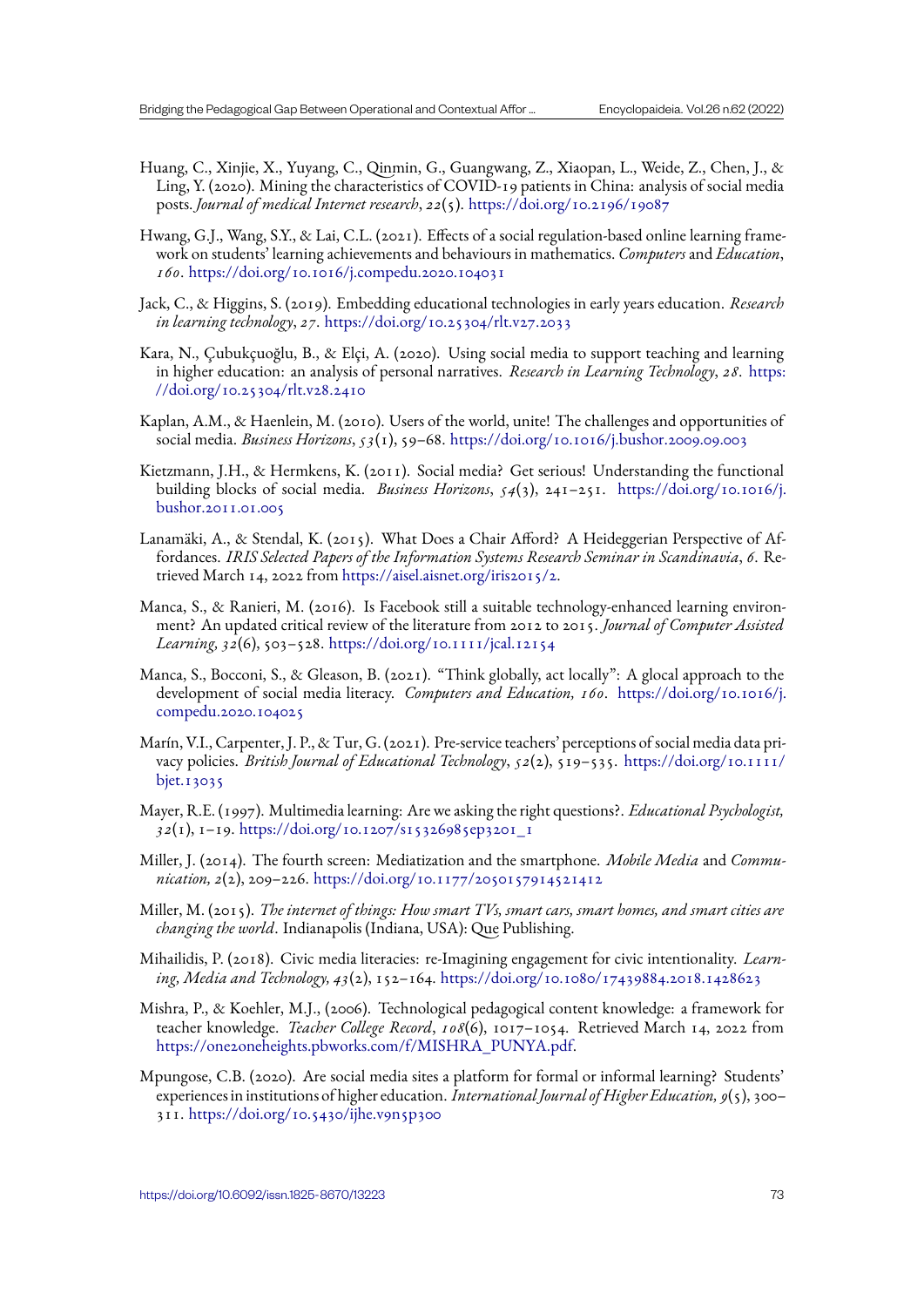Huang, C., Xinjie, X., Yuyang, C., Qinmin, G., Guangwang, Z., Xiaopan, L., Weide, Z., Chen, J., & Ling, Y. (2020). Mining the characteristics of COVID-19 patients in China: analysis of social media posts. *Journal of medical Internet research*, *22*(5). https://doi.org/10.2196/19087

Hwang, G.J., Wang, S.Y., & Lai, C.L. (2021). Effects of a social regulation-based online learning framework on students' learning achievements and behaviours in mathematics. *Computers* and *Education*, *160*. https://doi.org/10.1016/j.compedu.2020.104031

Jack, C., & Higgins, S. (2019). Embedding educational technologies in early years education. *Research in learning technology*, *27*. https://doi.org/10.25304/rlt.v27.2033

Kara, N., Çubukçuoğlu, B., & Elçi, A. (2020). Using social media to support teaching and learning in higher education: an analysis of personal narratives. *Research in Learning Technology*, *28*. https://doi.org/10.25304/rlt.v28.2410

Kaplan, A.M., & Haenlein, M. (2010). Users of the world, unite! The challenges and opportunities of social media. *Business Horizons*, *53*(1), 59–68. https://doi.org/10.1016/j.bushor.2009.09.003

Kietzmann, J.H., & Hermkens, K. (2011). Social media? Get serious! Understanding the functional building blocks of social media. *Business Horizons*, *54*(3), 241–251. https://doi.org/10.1016/j.bushor.2011.01.005

Lanamäki, A., & Stendal, K. (2015). What Does a Chair Afford? A Heideggerian Perspective of Affordances. *IRIS Selected Papers of the Information Systems Research Seminar in Scandinavia*, *6*. Retrieved March 14, 2022 from https://aisel.aisnet.org/iris2015/2.

Manca, S., & Ranieri, M. (2016). Is Facebook still a suitable technology-enhanced learning environment? An updated critical review of the literature from 2012 to 2015. *Journal of Computer Assisted Learning, 32*(6), 503–528. https://doi.org/10.1111/jcal.12154

Manca, S., Bocconi, S., & Gleason, B. (2021). "Think globally, act locally": A glocal approach to the development of social media literacy. *Computers and Education, 160*. https://doi.org/10.1016/j.compedu.2020.104025

Marín, V.I., Carpenter, J. P., & Tur, G. (2021). Pre-service teachers' perceptions of social media data privacy policies. *British Journal of Educational Technology*, *52*(2), 519–535. https://doi.org/10.1111/bjet.13035

Mayer, R.E. (1997). Multimedia learning: Are we asking the right questions?. *Educational Psychologist, 32*(1), 1–19. https://doi.org/10.1207/s15326985ep3201_1

Miller, J. (2014). The fourth screen: Mediatization and the smartphone. *Mobile Media* and *Communication, 2*(2), 209–226. https://doi.org/10.1177/2050157914521412

Miller, M. (2015). *The internet of things: How smart TVs, smart cars, smart homes, and smart cities are changing the world*. Indianapolis (Indiana, USA): Que Publishing.

Mihailidis, P. (2018). Civic media literacies: re-Imagining engagement for civic intentionality. *Learning, Media and Technology, 43*(2), 152–164. https://doi.org/10.1080/17439884.2018.1428623

Mishra, P., & Koehler, M.J., (2006). Technological pedagogical content knowledge: a framework for teacher knowledge. *Teacher College Record*, *108*(6), 1017–1054. Retrieved March 14, 2022 from https://one2oneheights.pbworks.com/f/MISHRA_PUNYA.pdf.

Mpungose, C.B. (2020). Are social media sites a platform for formal or informal learning? Students' experiences in institutions of higher education. *International Journal of Higher Education, 9*(5), 300–311. https://doi.org/10.5430/ijhe.v9n5p300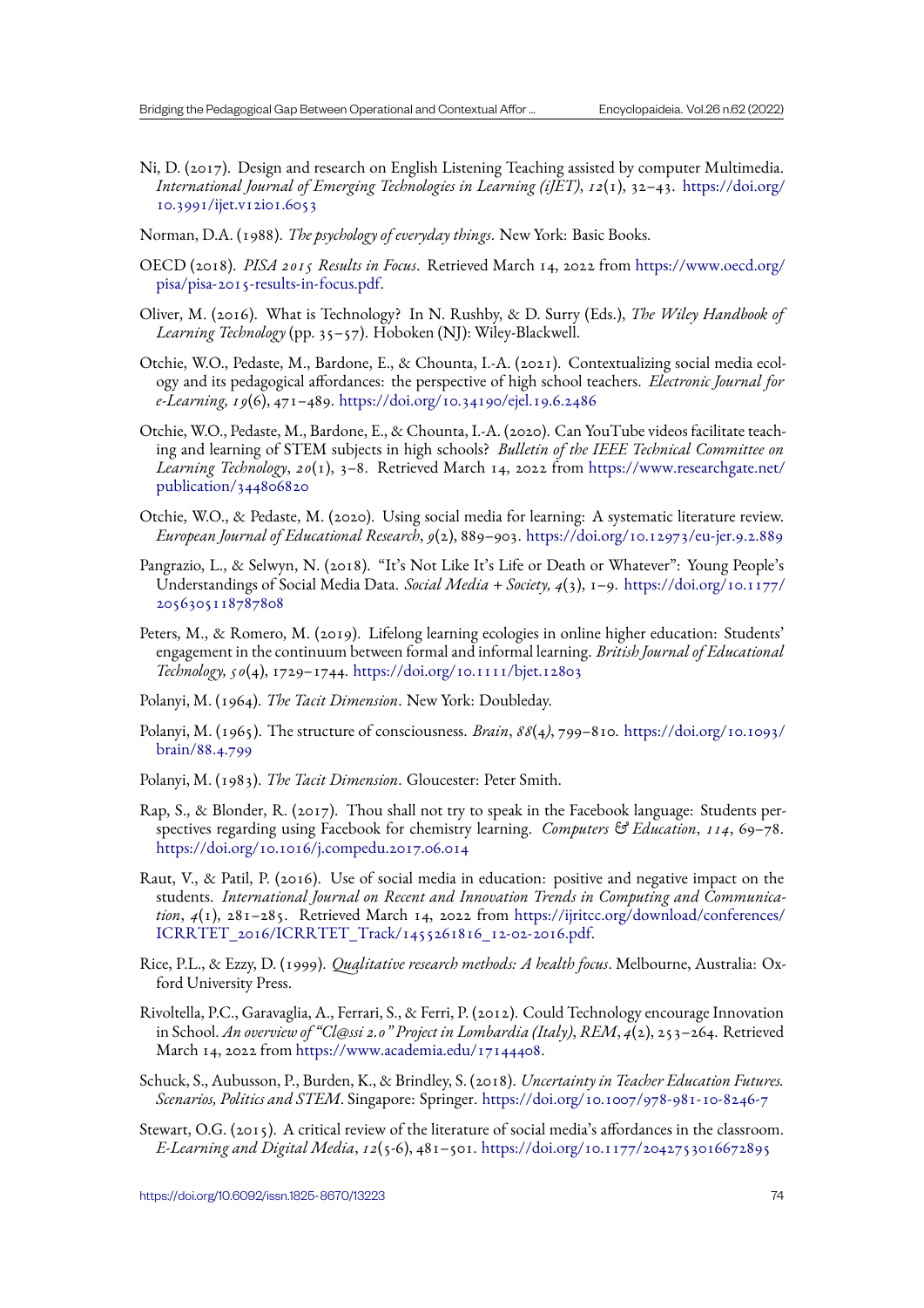Ni, D. (2017). Design and research on English Listening Teaching assisted by computer Multimedia. *International Journal of Emerging Technologies in Learning (iJET)*, *12*(1), 32–43. https://doi.org/10.3991/ijet.v12i01.6053

Norman, D.A. (1988). *The psychology of everyday things*. New York: Basic Books.

OECD (2018). *PISA 2015 Results in Focus*. Retrieved March 14, 2022 from https://www.oecd.org/pisa/pisa-2015-results-in-focus.pdf.

Oliver, M. (2016). What is Technology? In N. Rushby, & D. Surry (Eds.), *The Wiley Handbook of Learning Technology* (pp. 35–57). Hoboken (NJ): Wiley-Blackwell.

Otchie, W.O., Pedaste, M., Bardone, E., & Chounta, I.-A. (2021). Contextualizing social media ecology and its pedagogical affordances: the perspective of high school teachers. *Electronic Journal for e-Learning, 19*(6), 471–489. https://doi.org/10.34190/ejel.19.6.2486

Otchie, W.O., Pedaste, M., Bardone, E., & Chounta, I.-A. (2020). Can YouTube videos facilitate teaching and learning of STEM subjects in high schools? *Bulletin of the IEEE Technical Committee on Learning Technology*, *20*(1), 3–8. Retrieved March 14, 2022 from https://www.researchgate.net/publication/344806820

Otchie, W.O., & Pedaste, M. (2020). Using social media for learning: A systematic literature review. *European Journal of Educational Research*, *9*(2), 889–903. https://doi.org/10.12973/eu-jer.9.2.889

Pangrazio, L., & Selwyn, N. (2018). "It's Not Like It's Life or Death or Whatever": Young People's Understandings of Social Media Data. *Social Media + Society, 4*(3), 1–9. https://doi.org/10.1177/2056305118787808

Peters, M., & Romero, M. (2019). Lifelong learning ecologies in online higher education: Students' engagement in the continuum between formal and informal learning. *British Journal of Educational Technology, 50*(4), 1729–1744. https://doi.org/10.1111/bjet.12803

Polanyi, M. (1964). *The Tacit Dimension*. New York: Doubleday.

Polanyi, M. (1965). The structure of consciousness. *Brain*, *88*(4), 799–810. https://doi.org/10.1093/brain/88.4.799

Polanyi, M. (1983). *The Tacit Dimension*. Gloucester: Peter Smith.

Rap, S., & Blonder, R. (2017). Thou shall not try to speak in the Facebook language: Students perspectives regarding using Facebook for chemistry learning. *Computers & Education*, *114*, 69–78. https://doi.org/10.1016/j.compedu.2017.06.014

Raut, V., & Patil, P. (2016). Use of social media in education: positive and negative impact on the students. *International Journal on Recent and Innovation Trends in Computing and Communication*, *4*(1), 281–285. Retrieved March 14, 2022 from https://ijritcc.org/download/conferences/ICRRTET_2016/ICRRTET_Track/1455261816_12-02-2016.pdf.

Rice, P.L., & Ezzy, D. (1999). *Qualitative research methods: A health focus*. Melbourne, Australia: Oxford University Press.

Rivoltella, P.C., Garavaglia, A., Ferrari, S., & Ferri, P. (2012). Could Technology encourage Innovation in School. *An overview of "Cl@ssi 2.0" Project in Lombardia (Italy)*, *REM*, *4*(2), 253–264. Retrieved March 14, 2022 from https://www.academia.edu/17144408.

Schuck, S., Aubusson, P., Burden, K., & Brindley, S. (2018). *Uncertainty in Teacher Education Futures. Scenarios, Politics and STEM*. Singapore: Springer. https://doi.org/10.1007/978-981-10-8246-7

Stewart, O.G. (2015). A critical review of the literature of social media's affordances in the classroom. *E-Learning and Digital Media*, *12*(5-6), 481–501. https://doi.org/10.1177/2042753016672895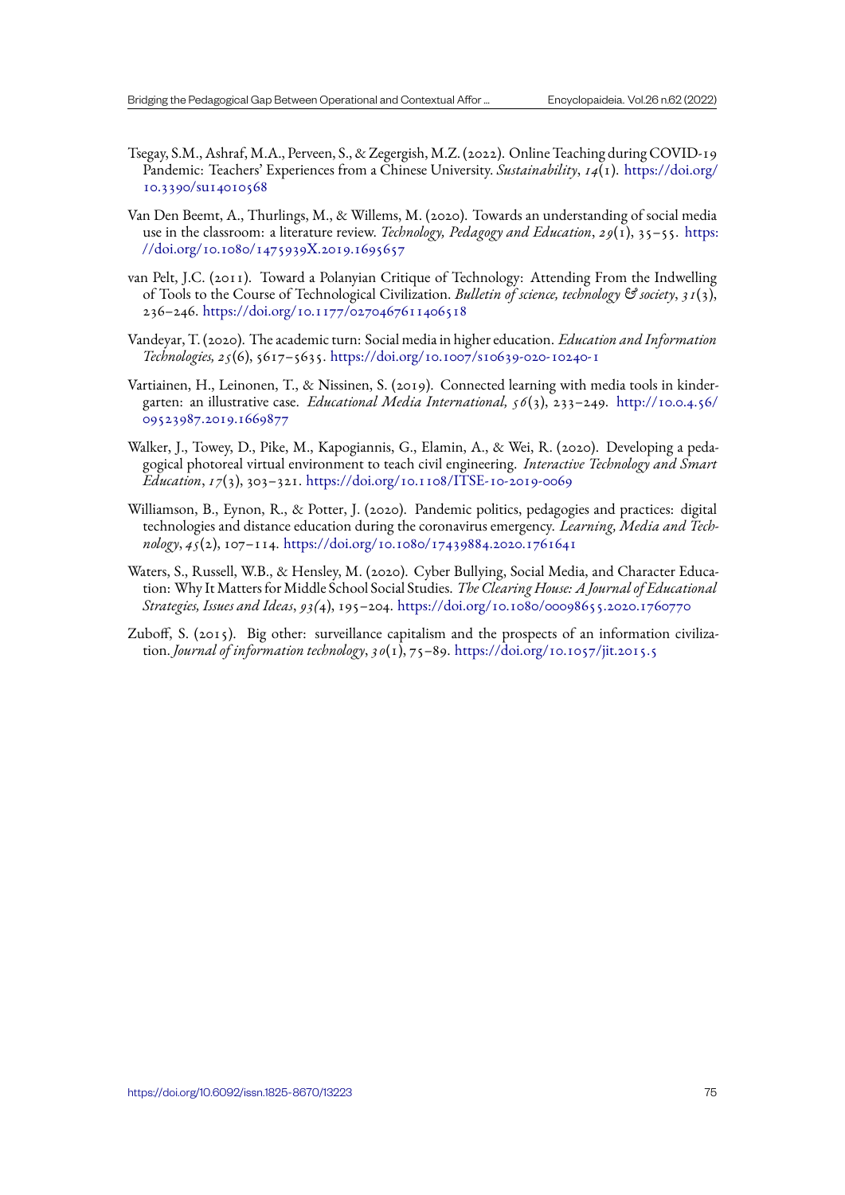Tsegay, S.M., Ashraf, M.A., Perveen, S., & Zegergish, M.Z. (2022). Online Teaching during COVID-19 Pandemic: Teachers' Experiences from a Chinese University. *Sustainability*, *14*(1). https://doi.org/10.3390/su14010568

Van Den Beemt, A., Thurlings, M., & Willems, M. (2020). Towards an understanding of social media use in the classroom: a literature review. *Technology, Pedagogy and Education*, *29*(1), 35–55. https://doi.org/10.1080/1475939X.2019.1695657

van Pelt, J.C. (2011). Toward a Polanyian Critique of Technology: Attending From the Indwelling of Tools to the Course of Technological Civilization. *Bulletin of science, technology & society*, *31*(3), 236–246. https://doi.org/10.1177/0270467611406518

Vandeyar, T. (2020). The academic turn: Social media in higher education. *Education and Information Technologies, 25*(6), 5617–5635. https://doi.org/10.1007/s10639-020-10240-1

Vartiainen, H., Leinonen, T., & Nissinen, S. (2019). Connected learning with media tools in kindergarten: an illustrative case. *Educational Media International, 56*(3), 233–249. http://10.0.4.56/09523987.2019.1669877

Walker, J., Towey, D., Pike, M., Kapogiannis, G., Elamin, A., & Wei, R. (2020). Developing a pedagogical photoreal virtual environment to teach civil engineering. *Interactive Technology and Smart Education*, *17*(3), 303–321. https://doi.org/10.1108/ITSE-10-2019-0069

Williamson, B., Eynon, R., & Potter, J. (2020). Pandemic politics, pedagogies and practices: digital technologies and distance education during the coronavirus emergency. *Learning, Media and Technology*, *45*(2), 107–114. https://doi.org/10.1080/17439884.2020.1761641

Waters, S., Russell, W.B., & Hensley, M. (2020). Cyber Bullying, Social Media, and Character Education: Why It Matters for Middle School Social Studies. *The Clearing House: A Journal of Educational Strategies, Issues and Ideas*, *93(*4), 195–204. https://doi.org/10.1080/00098655.2020.1760770

Zuboff, S. (2015). Big other: surveillance capitalism and the prospects of an information civilization. *Journal of information technology*, *30*(1), 75–89. https://doi.org/10.1057/jit.2015.5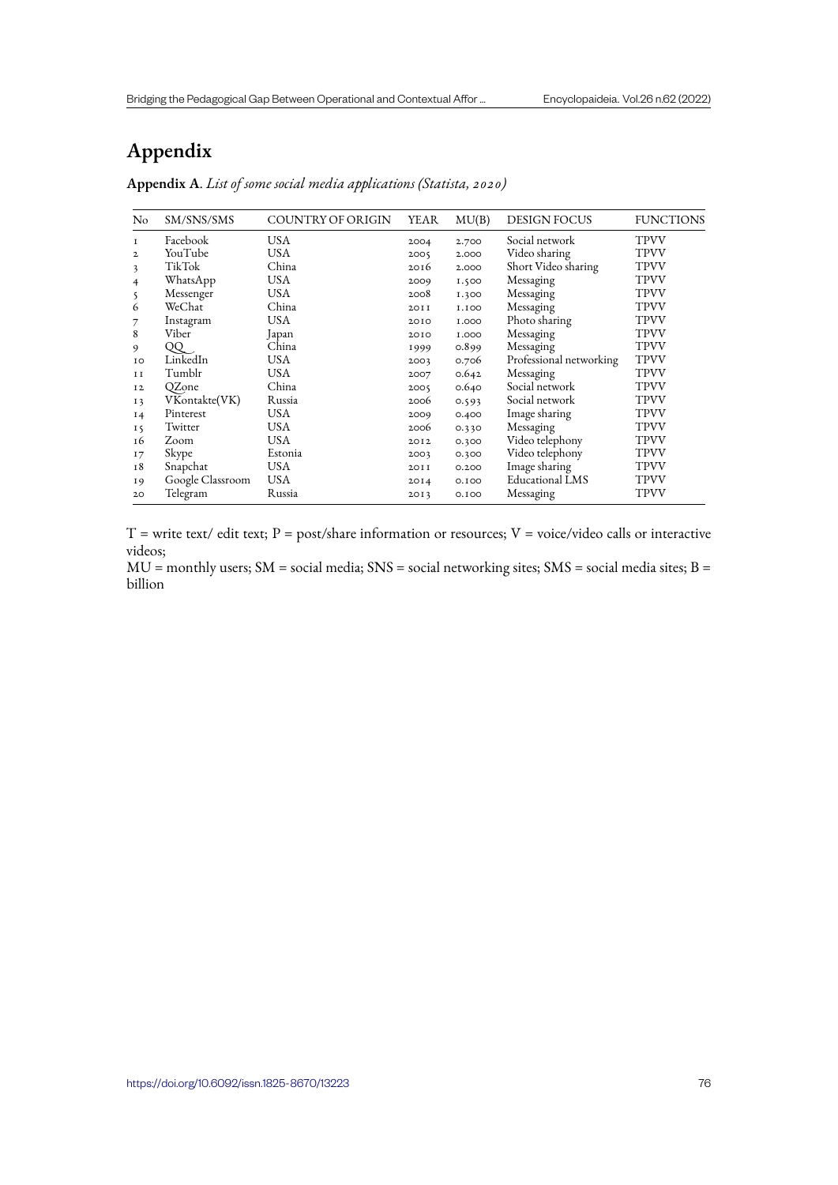# Appendix

**Appendix A**. *List of some social media applications (Statista, 2020)*

| No | SM/SNS/SMS | COUNTRY OF ORIGIN | YEAR | MU(B) | DESIGN FOCUS | FUNCTIONS |
|---|---|---|---|---|---|---|
| 1 | Facebook | USA | 2004 | 2.700 | Social network | TPVV |
| 2 | YouTube | USA | 2005 | 2.000 | Video sharing | TPVV |
| 3 | TikTok | China | 2016 | 2.000 | Short Video sharing | TPVV |
| 4 | WhatsApp | USA | 2009 | 1.500 | Messaging | TPVV |
| 5 | Messenger | USA | 2008 | 1.300 | Messaging | TPVV |
| 6 | WeChat | China | 2011 | 1.100 | Messaging | TPVV |
| 7 | Instagram | USA | 2010 | 1.000 | Photo sharing | TPVV |
| 8 | Viber | Japan | 2010 | 1.000 | Messaging | TPVV |
| 9 | QQ | China | 1999 | 0.899 | Messaging | TPVV |
| 10 | LinkedIn | USA | 2003 | 0.706 | Professional networking | TPVV |
| 11 | Tumblr | USA | 2007 | 0.642 | Messaging | TPVV |
| 12 | QZone | China | 2005 | 0.640 | Social network | TPVV |
| 13 | VKontakte(VK) | Russia | 2006 | 0.593 | Social network | TPVV |
| 14 | Pinterest | USA | 2009 | 0.400 | Image sharing | TPVV |
| 15 | Twitter | USA | 2006 | 0.330 | Messaging | TPVV |
| 16 | Zoom | USA | 2012 | 0.300 | Video telephony | TPVV |
| 17 | Skype | Estonia | 2003 | 0.300 | Video telephony | TPVV |
| 18 | Snapchat | USA | 2011 | 0.200 | Image sharing | TPVV |
| 19 | Google Classroom | USA | 2014 | 0.100 | Educational LMS | TPVV |
| 20 | Telegram | Russia | 2013 | 0.100 | Messaging | TPVV |

T = write text/ edit text; P = post/share information or resources; V = voice/video calls or interactive videos;
MU = monthly users; SM = social media; SNS = social networking sites; SMS = social media sites; B = billion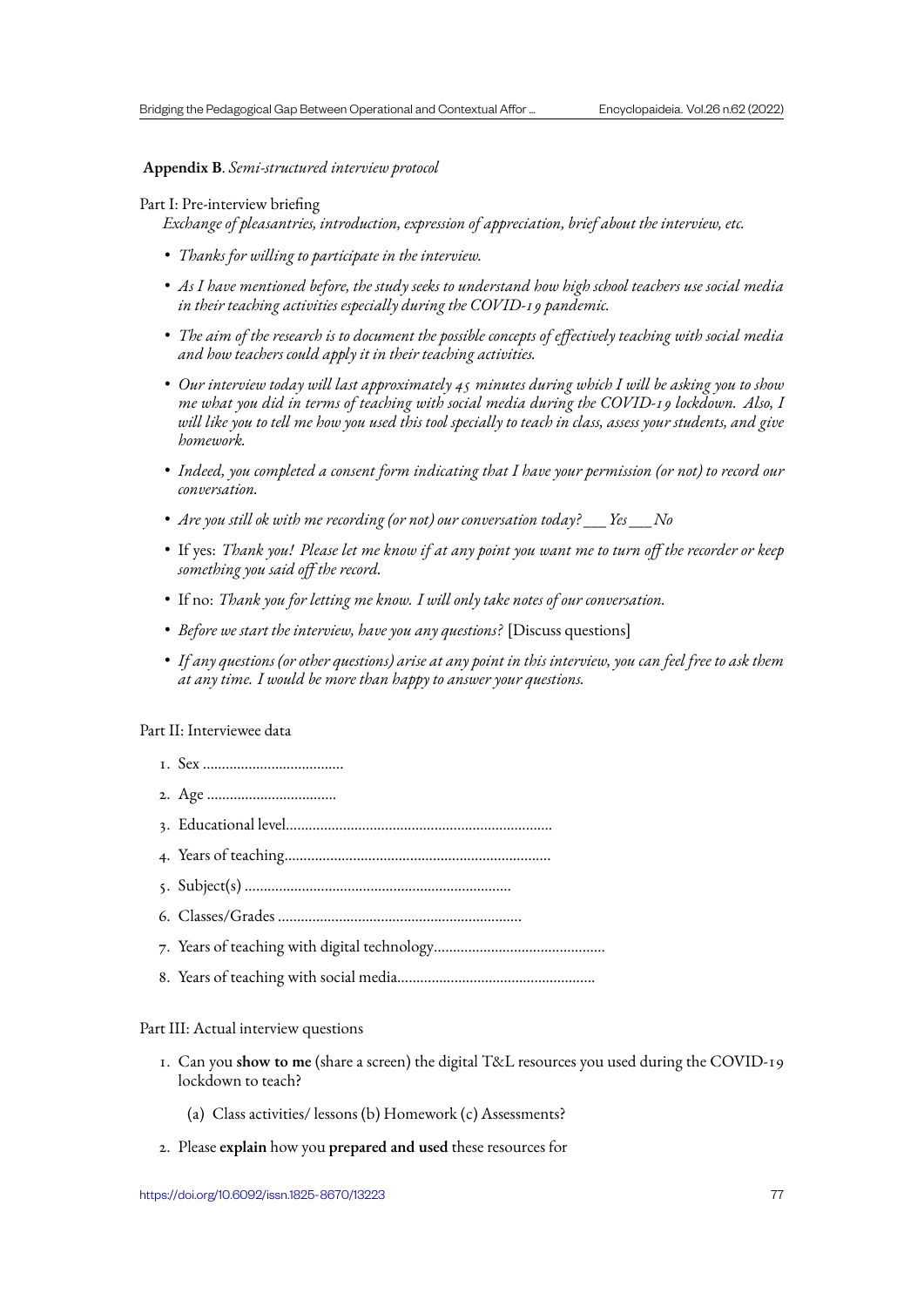**Appendix B**. *Semi-structured interview protocol*

Part I: Pre-interview briefing

*Exchange of pleasantries, introduction, expression of appreciation, brief about the interview, etc.*

- *Thanks for willing to participate in the interview.*
- *As I have mentioned before, the study seeks to understand how high school teachers use social media in their teaching activities especially during the COVID-19 pandemic.*
- *The aim of the research is to document the possible concepts of effectively teaching with social media and how teachers could apply it in their teaching activities.*
- *Our interview today will last approximately 45 minutes during which I will be asking you to show me what you did in terms of teaching with social media during the COVID-19 lockdown. Also, I will like you to tell me how you used this tool specially to teach in class, assess your students, and give homework.*
- *Indeed, you completed a consent form indicating that I have your permission (or not) to record our conversation.*
- *Are you still ok with me recording (or not) our conversation today? ___ Yes ___ No*
- If yes: *Thank you! Please let me know if at any point you want me to turn off the recorder or keep something you said off the record.*
- If no: *Thank you for letting me know. I will only take notes of our conversation.*
- *Before we start the interview, have you any questions?* [Discuss questions]
- *If any questions (or other questions) arise at any point in this interview, you can feel free to ask them at any time. I would be more than happy to answer your questions.*

Part II: Interviewee data

1. Sex ....................................
2. Age .................................
3. Educational level....................................................................
4. Years of teaching....................................................................
5. Subject(s) .....................................................................
6. Classes/Grades ...............................................................
7. Years of teaching with digital technology............................................
8. Years of teaching with social media...................................................

Part III: Actual interview questions

1. Can you **show to me** (share a screen) the digital T&L resources you used during the COVID-19 lockdown to teach?

   (a) Class activities/ lessons (b) Homework (c) Assessments?

2. Please **explain** how you **prepared and used** these resources for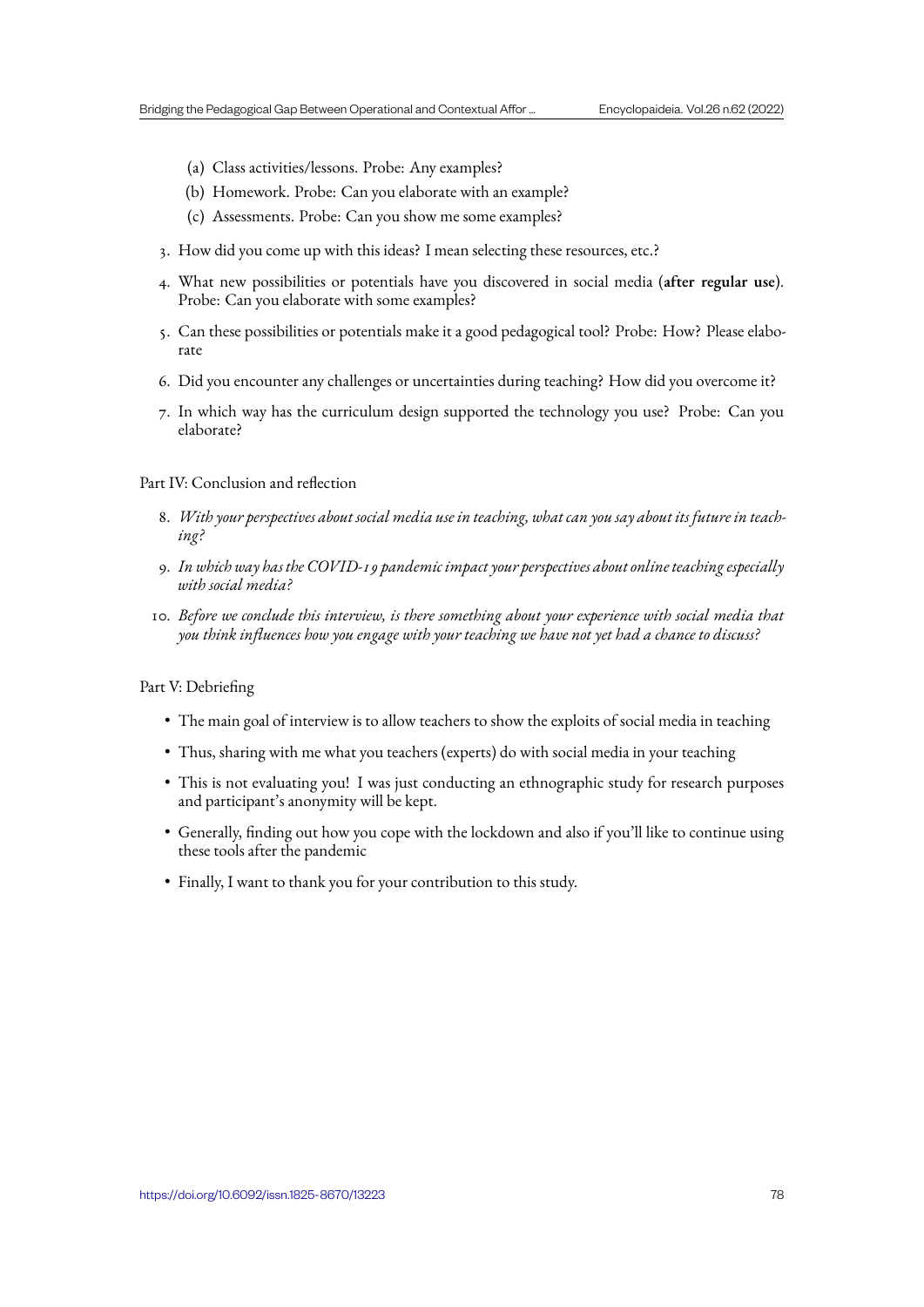(a) Class activities/lessons. Probe: Any examples?
   (b) Homework. Probe: Can you elaborate with an example?
   (c) Assessments. Probe: Can you show me some examples?

3. How did you come up with this ideas? I mean selecting these resources, etc.?
4. What new possibilities or potentials have you discovered in social media (**after regular use**). Probe: Can you elaborate with some examples?
5. Can these possibilities or potentials make it a good pedagogical tool? Probe: How? Please elaborate
6. Did you encounter any challenges or uncertainties during teaching? How did you overcome it?
7. In which way has the curriculum design supported the technology you use? Probe: Can you elaborate?

Part IV: Conclusion and reflection

8. *With your perspectives about social media use in teaching, what can you say about its future in teaching?*
9. *In which way has the COVID-19 pandemic impact your perspectives about online teaching especially with social media?*
10. *Before we conclude this interview, is there something about your experience with social media that you think influences how you engage with your teaching we have not yet had a chance to discuss?*

Part V: Debriefing

- The main goal of interview is to allow teachers to show the exploits of social media in teaching
- Thus, sharing with me what you teachers (experts) do with social media in your teaching
- This is not evaluating you! I was just conducting an ethnographic study for research purposes and participant's anonymity will be kept.
- Generally, finding out how you cope with the lockdown and also if you'll like to continue using these tools after the pandemic
- Finally, I want to thank you for your contribution to this study.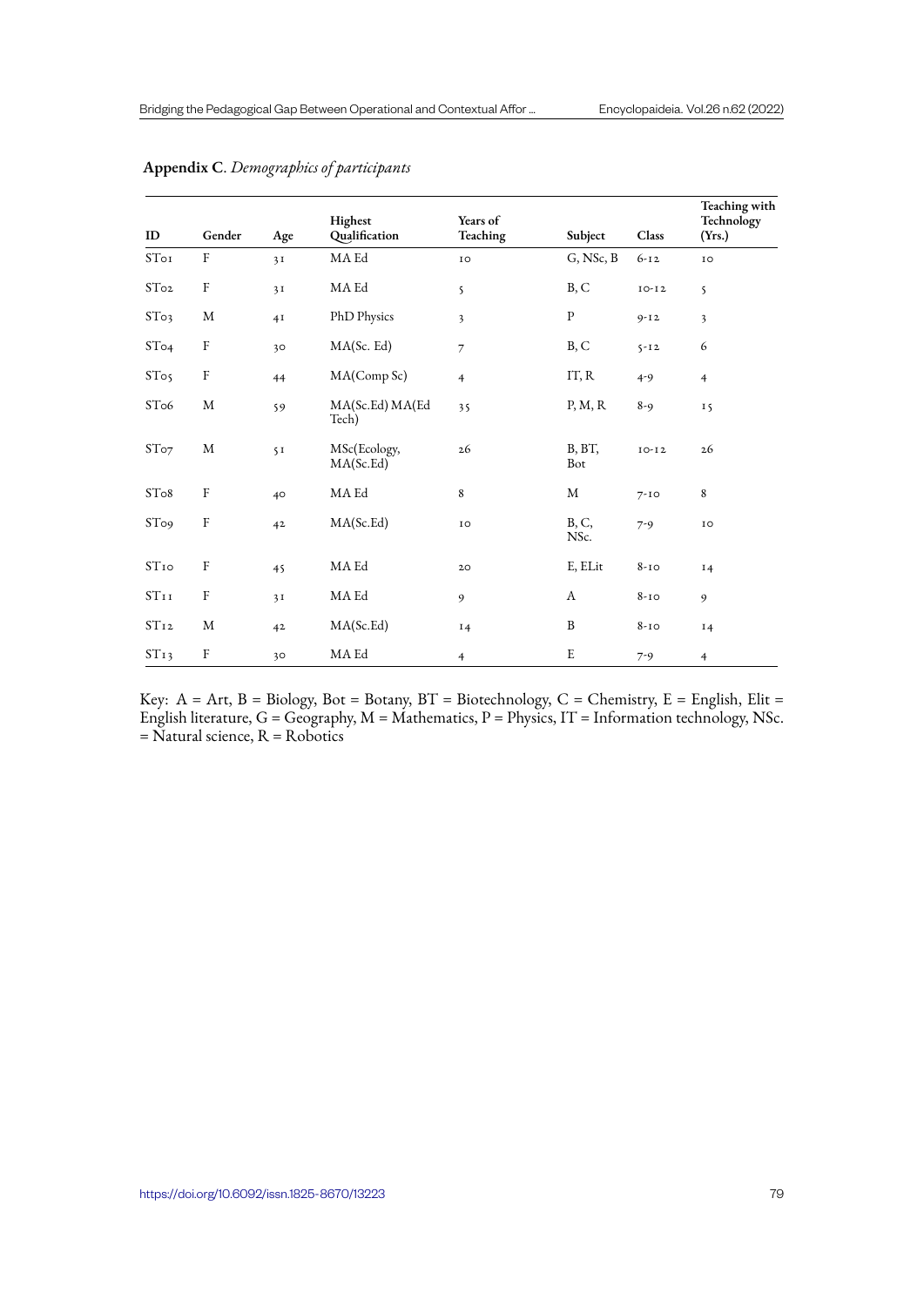**Appendix C**. *Demographics of participants*

| ID | Gender | Age | Highest Qualification | Years of Teaching | Subject | Class | Teaching with Technology (Yrs.) |
|---|---|---|---|---|---|---|---|
| ST01 | F | 31 | MA Ed | 10 | G, NSc, B | 6-12 | 10 |
| ST02 | F | 31 | MA Ed | 5 | B, C | 10-12 | 5 |
| ST03 | M | 41 | PhD Physics | 3 | P | 9-12 | 3 |
| ST04 | F | 30 | MA(Sc. Ed) | 7 | B, C | 5-12 | 6 |
| ST05 | F | 44 | MA(Comp Sc) | 4 | IT, R | 4-9 | 4 |
| ST06 | M | 59 | MA(Sc.Ed) MA(Ed Tech) | 35 | P, M, R | 8-9 | 15 |
| ST07 | M | 51 | MSc(Ecology, MA(Sc.Ed) | 26 | B, BT, Bot | 10-12 | 26 |
| ST08 | F | 40 | MA Ed | 8 | M | 7-10 | 8 |
| ST09 | F | 42 | MA(Sc.Ed) | 10 | B, C, NSc. | 7-9 | 10 |
| ST10 | F | 45 | MA Ed | 20 | E, ELit | 8-10 | 14 |
| ST11 | F | 31 | MA Ed | 9 | A | 8-10 | 9 |
| ST12 | M | 42 | MA(Sc.Ed) | 14 | B | 8-10 | 14 |
| ST13 | F | 30 | MA Ed | 4 | E | 7-9 | 4 |

Key: A = Art, B = Biology, Bot = Botany, BT = Biotechnology, C = Chemistry, E = English, Elit = English literature, G = Geography, M = Mathematics, P = Physics, IT = Information technology, NSc. = Natural science, R = Robotics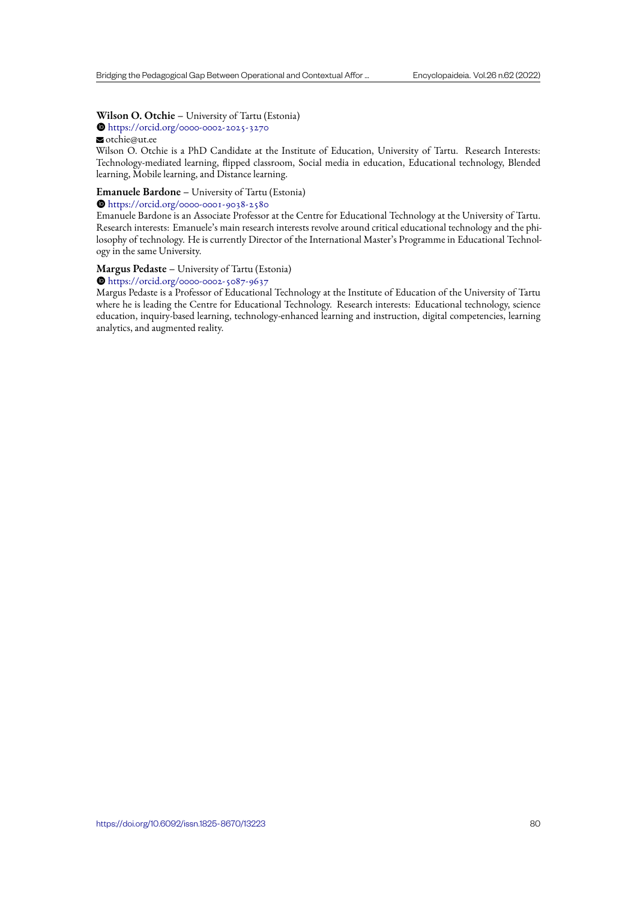**Wilson O. Otchie** – University of Tartu (Estonia)

https://orcid.org/0000-0002-2025-3270

otchie@ut.ee

Wilson O. Otchie is a PhD Candidate at the Institute of Education, University of Tartu. Research Interests: Technology-mediated learning, flipped classroom, Social media in education, Educational technology, Blended learning, Mobile learning, and Distance learning.

**Emanuele Bardone** – University of Tartu (Estonia)

https://orcid.org/0000-0001-9038-2580

Emanuele Bardone is an Associate Professor at the Centre for Educational Technology at the University of Tartu. Research interests: Emanuele's main research interests revolve around critical educational technology and the philosophy of technology. He is currently Director of the International Master's Programme in Educational Technology in the same University.

**Margus Pedaste** – University of Tartu (Estonia)

https://orcid.org/0000-0002-5087-9637

Margus Pedaste is a Professor of Educational Technology at the Institute of Education of the University of Tartu where he is leading the Centre for Educational Technology. Research interests: Educational technology, science education, inquiry-based learning, technology-enhanced learning and instruction, digital competencies, learning analytics, and augmented reality.